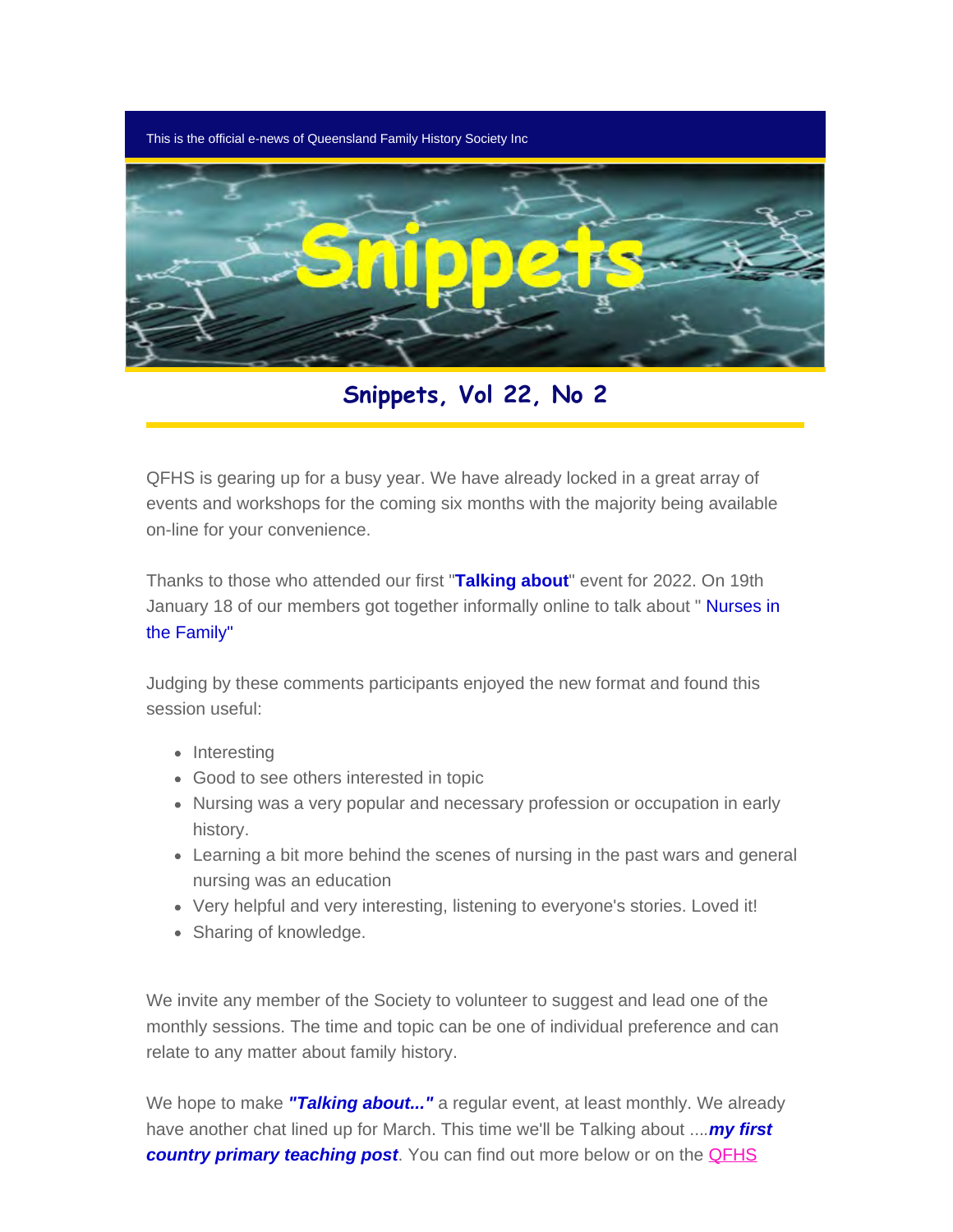This is the official e-news of Queensland Family History Society Inc

# Snippets

## Snippets, Vol 22, No 2

QFHS is gearing up for a busy year. We have already locked in a great array of events and workshops for the coming six months with the majority being available on-line for your convenience.

Thanks to those who attended our first "**Talking about**" event for 2022. On 19th January 18 of our members got together informally online to talk about " Nurses in the Family"

Judging by these comments participants enjoyed the new format and found this session useful:

- Interesting
- Good to see others interested in topic
- Nursing was a very popular and necessary profession or occupation in early history.
- Learning a bit more behind the scenes of nursing in the past wars and general nursing was an education
- Very helpful and very interesting, listening to everyone's stories. Loved it!
- Sharing of knowledge.

We invite any member of the Society to volunteer to suggest and lead one of the monthly sessions. The time and topic can be one of individual preference and can relate to any matter about family history.

We hope to make ***"Talking about..."*** a regular event, at least monthly. We already have another chat lined up for March. This time we'll be Talking about ....***my first country primary teaching post***. You can find out more below or on the QFHS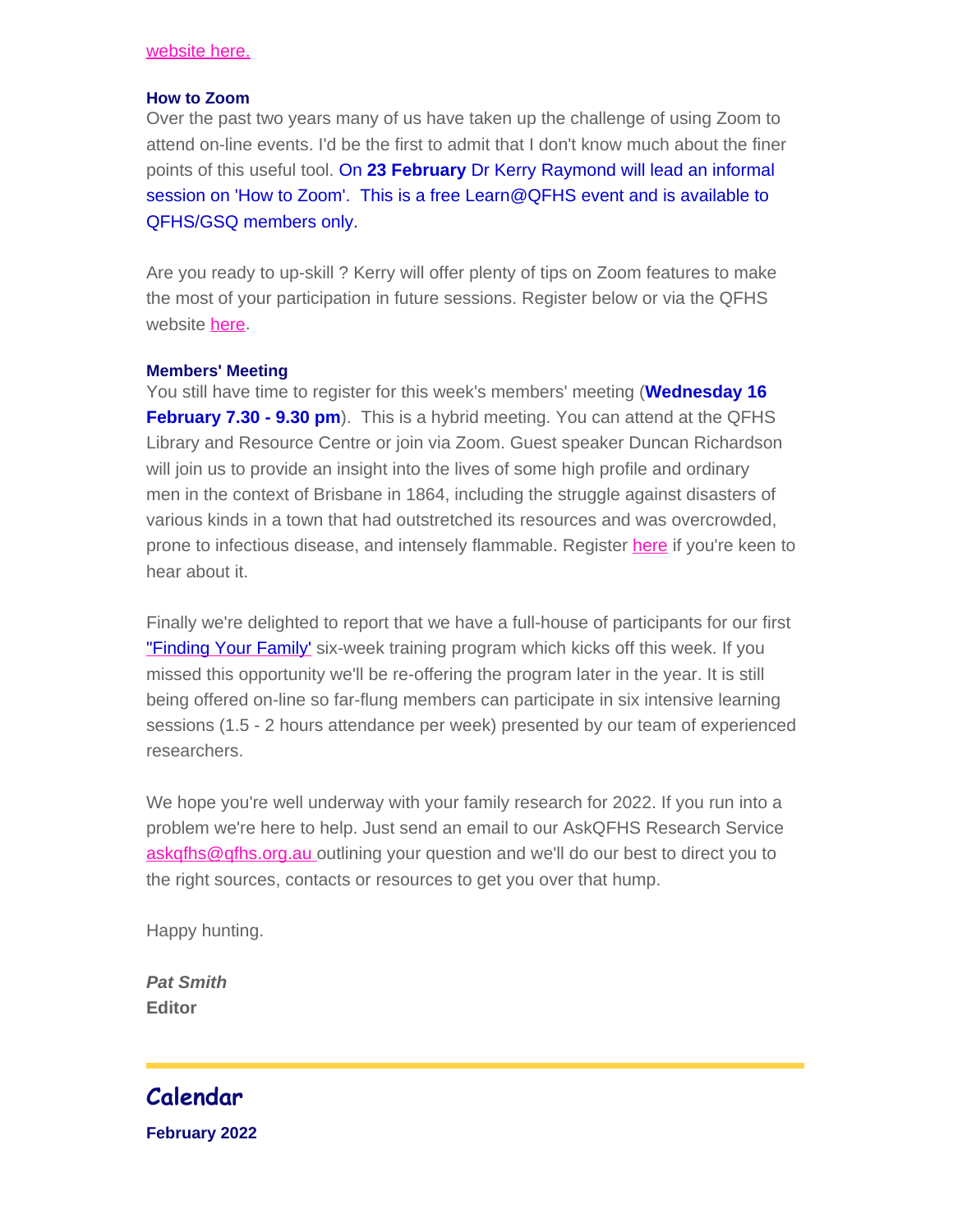website here.

**How to Zoom**

Over the past two years many of us have taken up the challenge of using Zoom to attend on-line events. I'd be the first to admit that I don't know much about the finer points of this useful tool. On **23 February** Dr Kerry Raymond will lead an informal session on 'How to Zoom'. This is a free Learn@QFHS event and is available to QFHS/GSQ members only.

Are you ready to up-skill ? Kerry will offer plenty of tips on Zoom features to make the most of your participation in future sessions. Register below or via the QFHS website here.

**Members' Meeting**

You still have time to register for this week's members' meeting (**Wednesday 16 February 7.30 - 9.30 pm**). This is a hybrid meeting. You can attend at the QFHS Library and Resource Centre or join via Zoom. Guest speaker Duncan Richardson will join us to provide an insight into the lives of some high profile and ordinary men in the context of Brisbane in 1864, including the struggle against disasters of various kinds in a town that had outstretched its resources and was overcrowded, prone to infectious disease, and intensely flammable. Register here if you're keen to hear about it.

Finally we're delighted to report that we have a full-house of participants for our first "Finding Your Family' six-week training program which kicks off this week. If you missed this opportunity we'll be re-offering the program later in the year. It is still being offered on-line so far-flung members can participate in six intensive learning sessions (1.5 - 2 hours attendance per week) presented by our team of experienced researchers.

We hope you're well underway with your family research for 2022. If you run into a problem we're here to help. Just send an email to our AskQFHS Research Service askqfhs@qfhs.org.au outlining your question and we'll do our best to direct you to the right sources, contacts or resources to get you over that hump.

Happy hunting.

***Pat Smith***
**Editor**

## Calendar

**February 2022**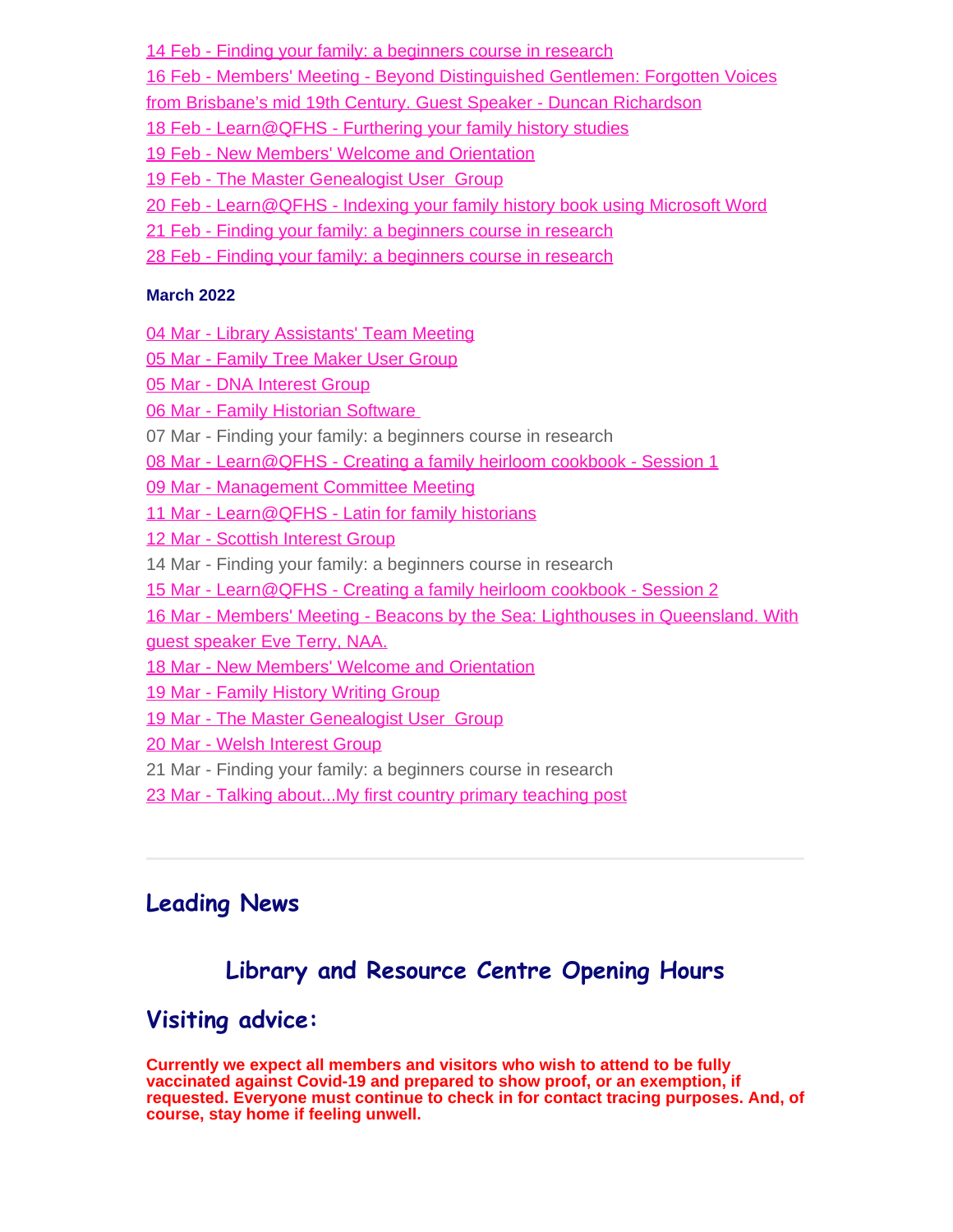14 Feb - Finding your family: a beginners course in research
16 Feb - Members' Meeting - Beyond Distinguished Gentlemen: Forgotten Voices from Brisbane's mid 19th Century. Guest Speaker - Duncan Richardson
18 Feb - Learn@QFHS - Furthering your family history studies
19 Feb - New Members' Welcome and Orientation
19 Feb - The Master Genealogist User Group
20 Feb - Learn@QFHS - Indexing your family history book using Microsoft Word
21 Feb - Finding your family: a beginners course in research
28 Feb - Finding your family: a beginners course in research

**March 2022**

04 Mar - Library Assistants' Team Meeting
05 Mar - Family Tree Maker User Group
05 Mar - DNA Interest Group
06 Mar - Family Historian Software
07 Mar - Finding your family: a beginners course in research
08 Mar - Learn@QFHS - Creating a family heirloom cookbook - Session 1
09 Mar - Management Committee Meeting
11 Mar - Learn@QFHS - Latin for family historians
12 Mar - Scottish Interest Group
14 Mar - Finding your family: a beginners course in research
15 Mar - Learn@QFHS - Creating a family heirloom cookbook - Session 2
16 Mar - Members' Meeting - Beacons by the Sea: Lighthouses in Queensland. With guest speaker Eve Terry, NAA.
18 Mar - New Members' Welcome and Orientation
19 Mar - Family History Writing Group
19 Mar - The Master Genealogist User Group
20 Mar - Welsh Interest Group
21 Mar - Finding your family: a beginners course in research
23 Mar - Talking about...My first country primary teaching post

---

## Leading News

### Library and Resource Centre Opening Hours

## Visiting advice:

**Currently we expect all members and visitors who wish to attend to be fully vaccinated against Covid-19 and prepared to show proof, or an exemption, if requested. Everyone must continue to check in for contact tracing purposes. And, of course, stay home if feeling unwell.**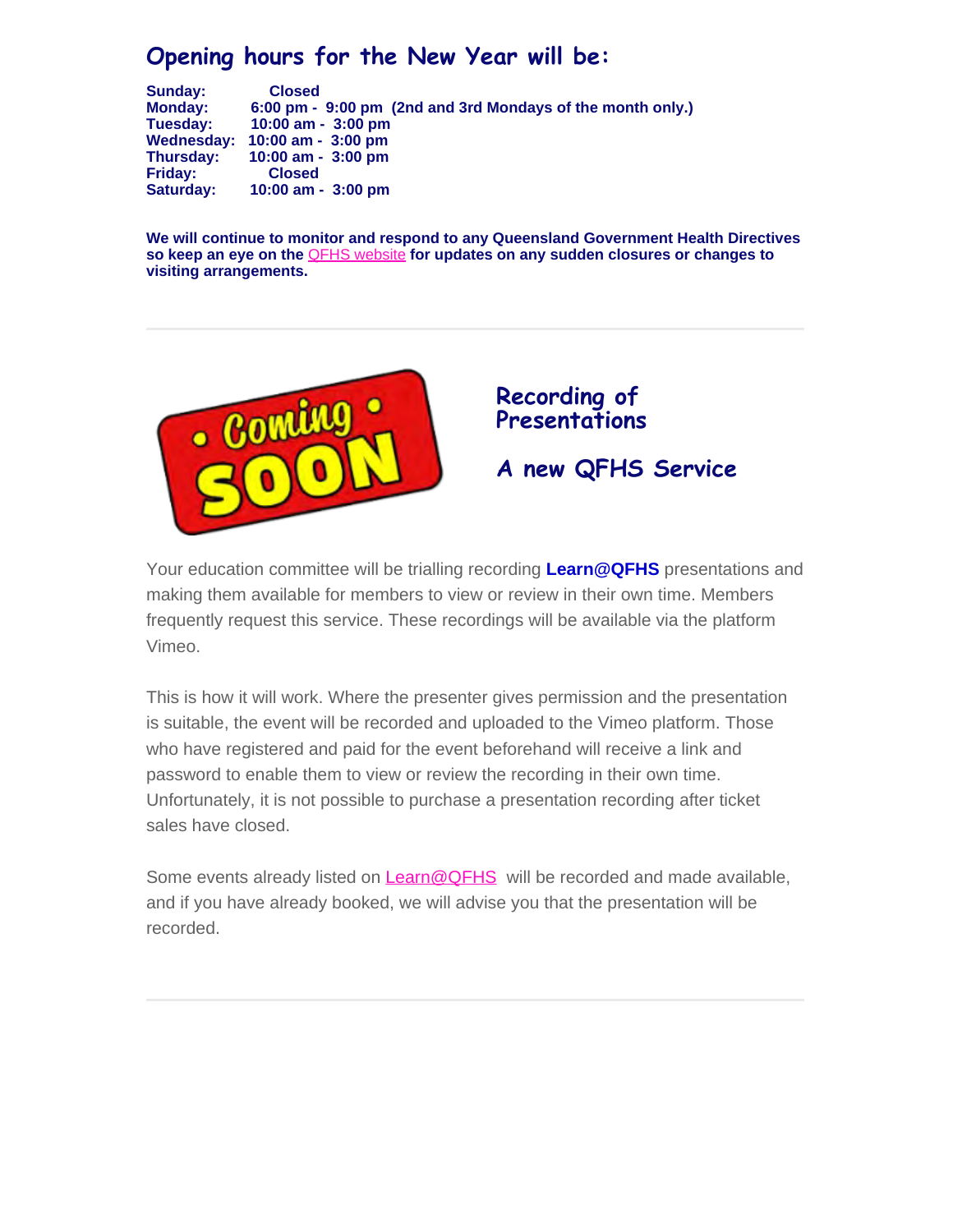## Opening hours for the New Year will be:

**Sunday:** Closed
**Monday:** 6:00 pm - 9:00 pm (2nd and 3rd Mondays of the month only.)
**Tuesday:** 10:00 am - 3:00 pm
**Wednesday:** 10:00 am - 3:00 pm
**Thursday:** 10:00 am - 3:00 pm
**Friday:** Closed
**Saturday:** 10:00 am - 3:00 pm

**We will continue to monitor and respond to any Queensland Government Health Directives so keep an eye on the QFHS website for updates on any sudden closures or changes to visiting arrangements.**

---

## Recording of Presentations

## A new QFHS Service

Your education committee will be trialling recording **Learn@QFHS** presentations and making them available for members to view or review in their own time. Members frequently request this service. These recordings will be available via the platform Vimeo.

This is how it will work. Where the presenter gives permission and the presentation is suitable, the event will be recorded and uploaded to the Vimeo platform. Those who have registered and paid for the event beforehand will receive a link and password to enable them to view or review the recording in their own time. Unfortunately, it is not possible to purchase a presentation recording after ticket sales have closed.

Some events already listed on Learn@QFHS will be recorded and made available, and if you have already booked, we will advise you that the presentation will be recorded.

---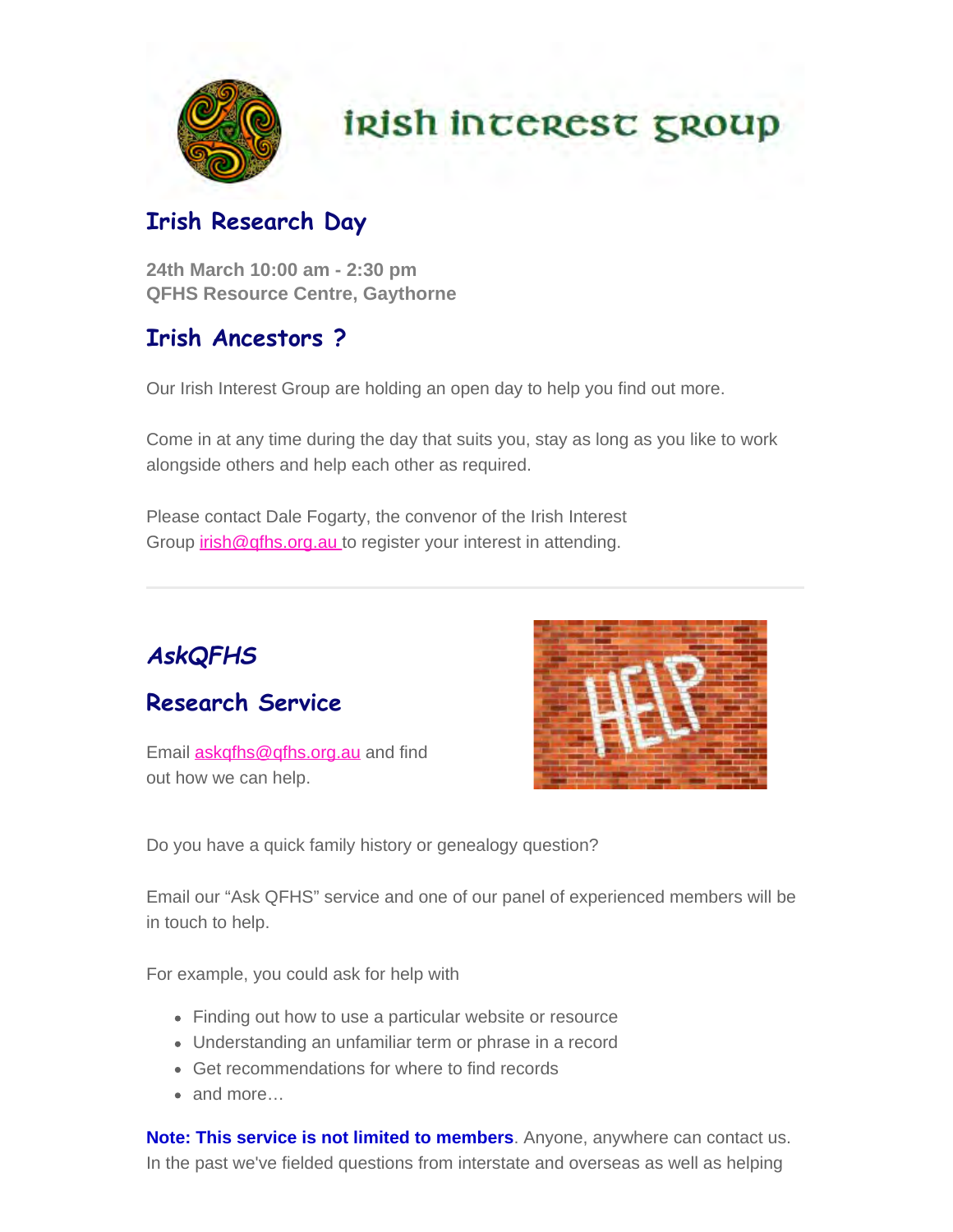# Irish Interest Group

## Irish Research Day

**24th March 10:00 am - 2:30 pm**
**QFHS Resource Centre, Gaythorne**

## Irish Ancestors ?

Our Irish Interest Group are holding an open day to help you find out more.

Come in at any time during the day that suits you, stay as long as you like to work alongside others and help each other as required.

Please contact Dale Fogarty, the convenor of the Irish Interest Group irish@qfhs.org.au to register your interest in attending.

---

## *AskQFHS*

## Research Service

Email askqfhs@qfhs.org.au and find out how we can help.

Do you have a quick family history or genealogy question?

Email our "Ask QFHS" service and one of our panel of experienced members will be in touch to help.

For example, you could ask for help with

- Finding out how to use a particular website or resource
- Understanding an unfamiliar term or phrase in a record
- Get recommendations for where to find records
- and more…

**Note: This service is not limited to members**. Anyone, anywhere can contact us. In the past we've fielded questions from interstate and overseas as well as helping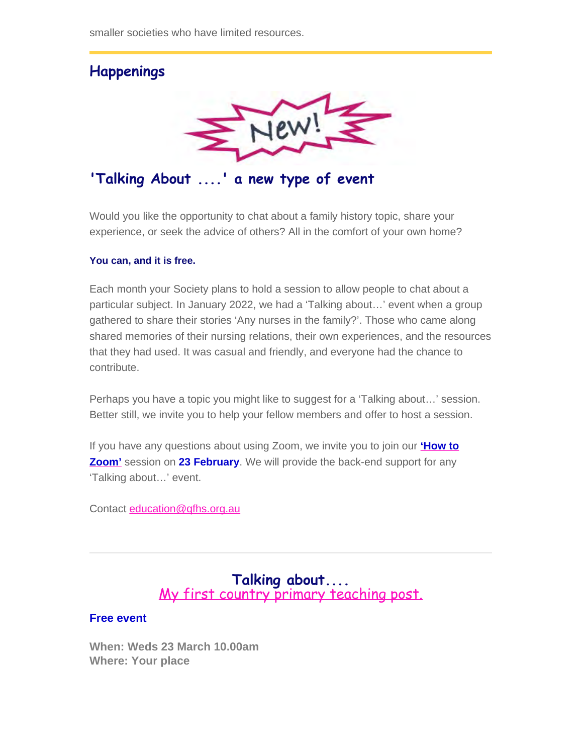smaller societies who have limited resources.

## Happenings

New!

## 'Talking About ....' a new type of event

Would you like the opportunity to chat about a family history topic, share your experience, or seek the advice of others? All in the comfort of your own home?

**You can, and it is free.**

Each month your Society plans to hold a session to allow people to chat about a particular subject. In January 2022, we had a 'Talking about…' event when a group gathered to share their stories 'Any nurses in the family?'. Those who came along shared memories of their nursing relations, their own experiences, and the resources that they had used. It was casual and friendly, and everyone had the chance to contribute.

Perhaps you have a topic you might like to suggest for a 'Talking about…' session. Better still, we invite you to help your fellow members and offer to host a session.

If you have any questions about using Zoom, we invite you to join our **'How to Zoom'** session on **23 February**. We will provide the back-end support for any 'Talking about…' event.

Contact education@qfhs.org.au

---

## Talking about....
## My first country primary teaching post.

**Free event**

**When: Weds 23 March 10.00am**
**Where: Your place**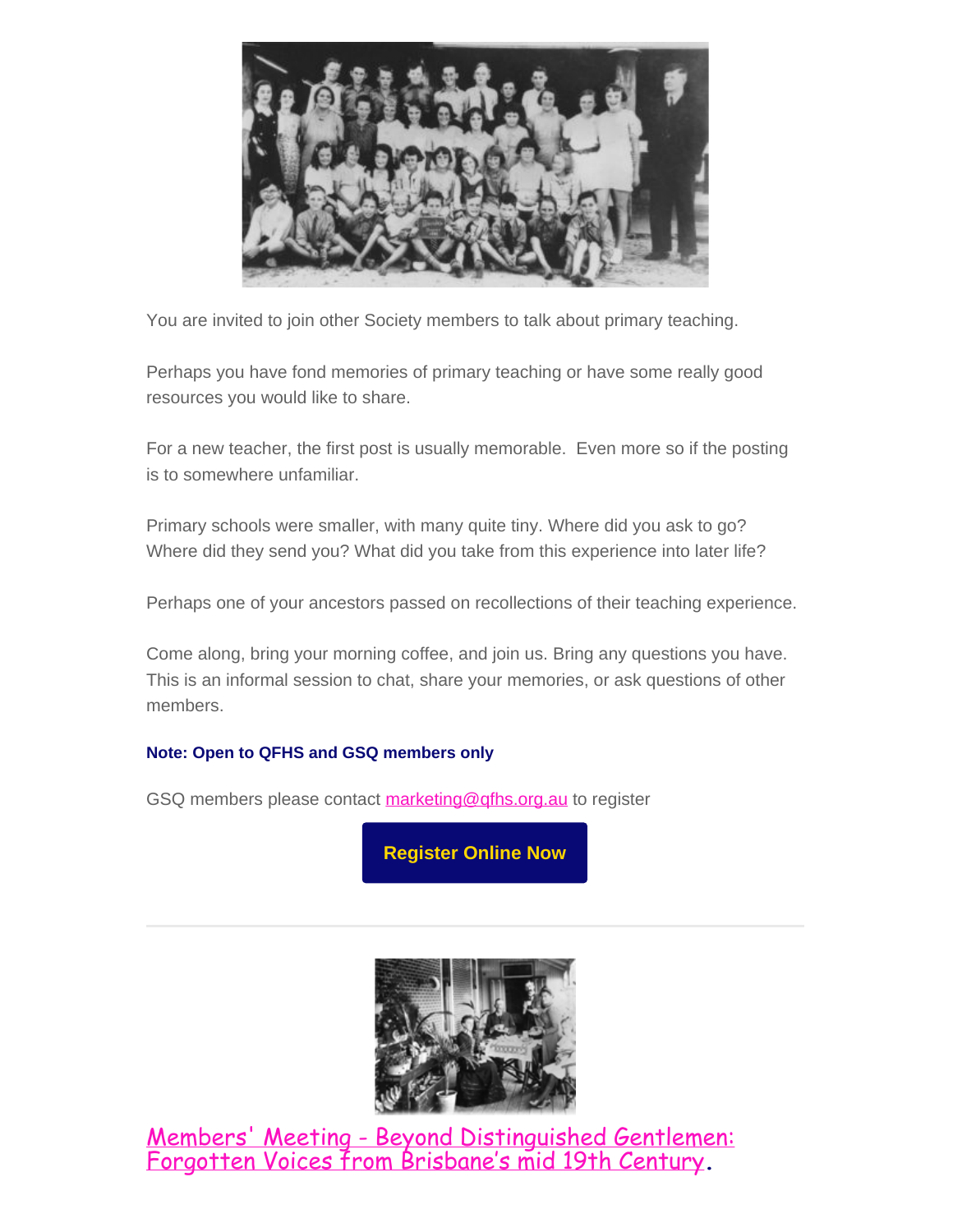You are invited to join other Society members to talk about primary teaching.

Perhaps you have fond memories of primary teaching or have some really good resources you would like to share.

For a new teacher, the first post is usually memorable.  Even more so if the posting is to somewhere unfamiliar.

Primary schools were smaller, with many quite tiny. Where did you ask to go? Where did they send you? What did you take from this experience into later life?

Perhaps one of your ancestors passed on recollections of their teaching experience.

Come along, bring your morning coffee, and join us. Bring any questions you have. This is an informal session to chat, share your memories, or ask questions of other members.

**Note: Open to QFHS and GSQ members only**

GSQ members please contact marketing@qfhs.org.au to register

**Register Online Now**

---

## Members' Meeting - Beyond Distinguished Gentlemen: Forgotten Voices from Brisbane's mid 19th Century.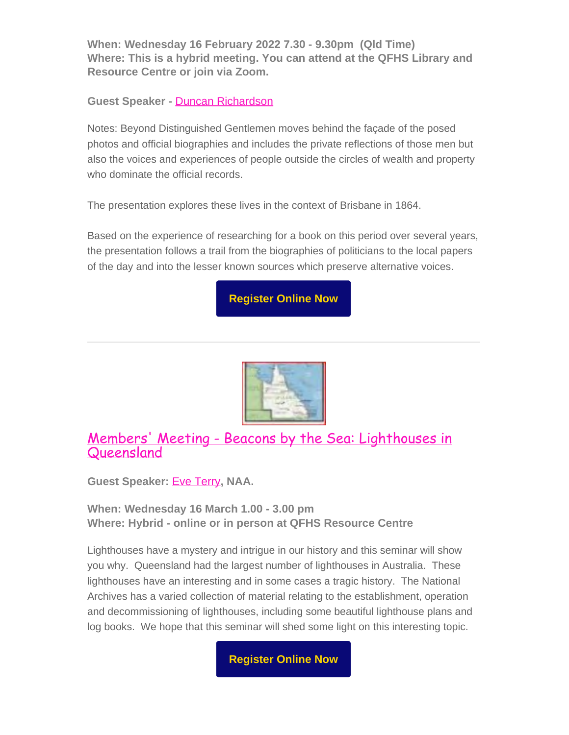**When: Wednesday 16 February 2022 7.30 - 9.30pm (Qld Time)**
**Where: This is a hybrid meeting. You can attend at the QFHS Library and Resource Centre or join via Zoom.**

**Guest Speaker -** [Duncan Richardson]

Notes: Beyond Distinguished Gentlemen moves behind the façade of the posed photos and official biographies and includes the private reflections of those men but also the voices and experiences of people outside the circles of wealth and property who dominate the official records.

The presentation explores these lives in the context of Brisbane in 1864.

Based on the experience of researching for a book on this period over several years, the presentation follows a trail from the biographies of politicians to the local papers of the day and into the lesser known sources which preserve alternative voices.

**Register Online Now**

---

## Members' Meeting - Beacons by the Sea: Lighthouses in Queensland

**Guest Speaker:** Eve Terry**, NAA.**

**When: Wednesday 16 March 1.00 - 3.00 pm**
**Where: Hybrid - online or in person at QFHS Resource Centre**

Lighthouses have a mystery and intrigue in our history and this seminar will show you why. Queensland had the largest number of lighthouses in Australia. These lighthouses have an interesting and in some cases a tragic history. The National Archives has a varied collection of material relating to the establishment, operation and decommissioning of lighthouses, including some beautiful lighthouse plans and log books. We hope that this seminar will shed some light on this interesting topic.

**Register Online Now**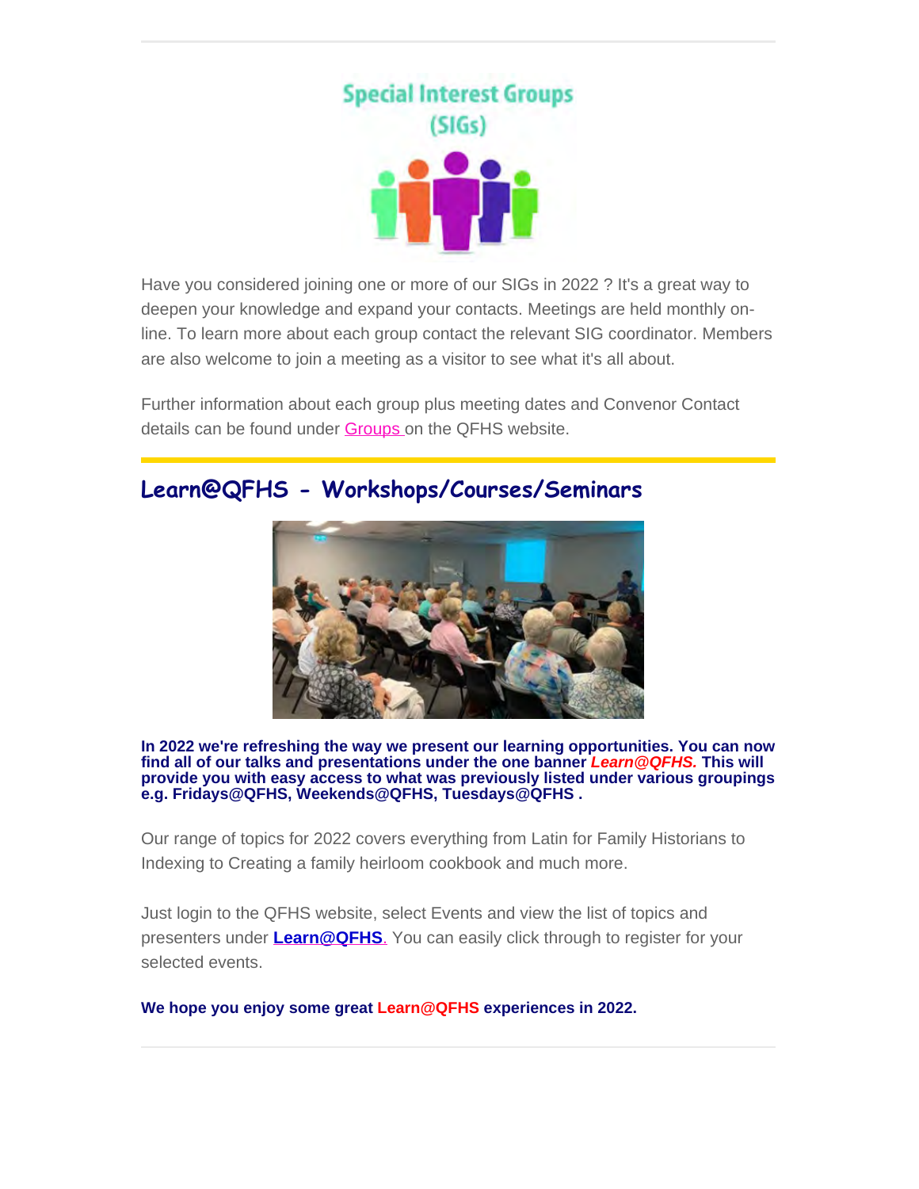## Special Interest Groups (SIGs)

Have you considered joining one or more of our SIGs in 2022 ? It's a great way to deepen your knowledge and expand your contacts. Meetings are held monthly on-line. To learn more about each group contact the relevant SIG coordinator. Members are also welcome to join a meeting as a visitor to see what it's all about.

Further information about each group plus meeting dates and Convenor Contact details can be found under Groups on the QFHS website.

## Learn@QFHS - Workshops/Courses/Seminars

**In 2022 we're refreshing the way we present our learning opportunities. You can now find all of our talks and presentations under the one banner *Learn@QFHS.* This will provide you with easy access to what was previously listed under various groupings e.g. Fridays@QFHS, Weekends@QFHS, Tuesdays@QFHS .**

Our range of topics for 2022 covers everything from Latin for Family Historians to Indexing to Creating a family heirloom cookbook and much more.

Just login to the QFHS website, select Events and view the list of topics and presenters under **Learn@QFHS**. You can easily click through to register for your selected events.

**We hope you enjoy some great Learn@QFHS experiences in 2022.**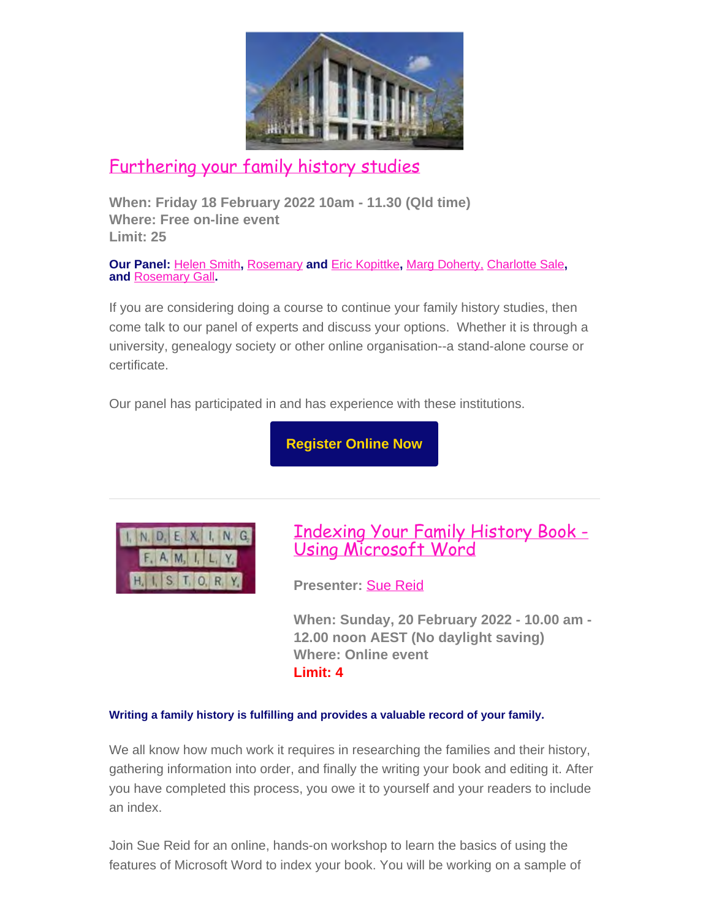## Furthering your family history studies

**When: Friday 18 February 2022 10am - 11.30 (Qld time)**
**Where: Free on-line event**
**Limit: 25**

**Our Panel:** Helen Smith, Rosemary and Eric Kopittke, Marg Doherty, Charlotte Sale, and Rosemary Gall.

If you are considering doing a course to continue your family history studies, then come talk to our panel of experts and discuss your options. Whether it is through a university, genealogy society or other online organisation--a stand-alone course or certificate.

Our panel has participated in and has experience with these institutions.

**Register Online Now**

---

## Indexing Your Family History Book - Using Microsoft Word

**Presenter:** Sue Reid

**When: Sunday, 20 February 2022 - 10.00 am - 12.00 noon AEST (No daylight saving)**
**Where: Online event**
**Limit: 4**

**Writing a family history is fulfilling and provides a valuable record of your family.**

We all know how much work it requires in researching the families and their history, gathering information into order, and finally the writing your book and editing it. After you have completed this process, you owe it to yourself and your readers to include an index.

Join Sue Reid for an online, hands-on workshop to learn the basics of using the features of Microsoft Word to index your book. You will be working on a sample of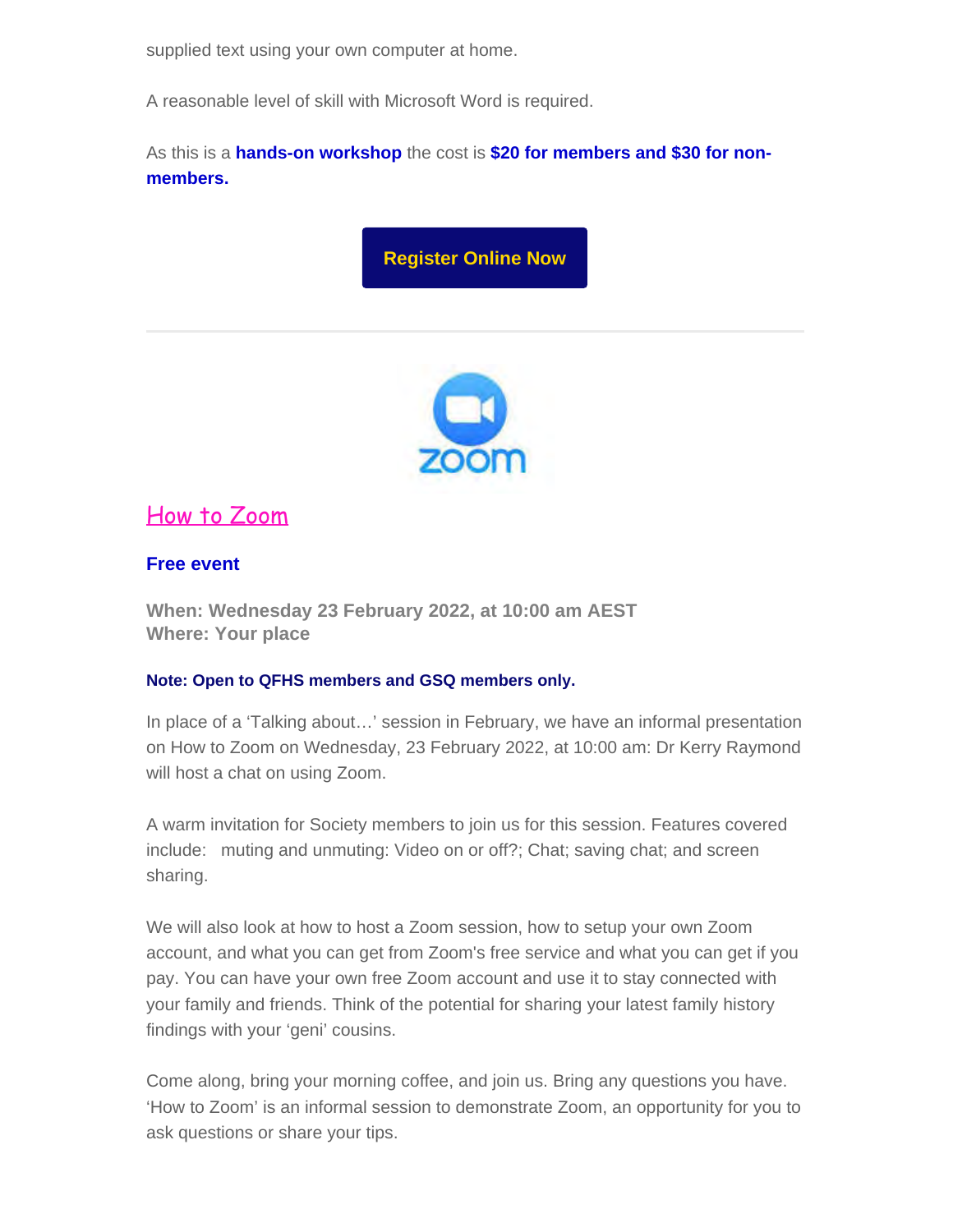supplied text using your own computer at home.

A reasonable level of skill with Microsoft Word is required.

As this is a **hands-on workshop** the cost is **$20 for members and $30 for non-members.**

**Register Online Now**

---

## How to Zoom

**Free event**

**When: Wednesday 23 February 2022, at 10:00 am AEST**
**Where: Your place**

**Note: Open to QFHS members and GSQ members only.**

In place of a 'Talking about…' session in February, we have an informal presentation on How to Zoom on Wednesday, 23 February 2022, at 10:00 am: Dr Kerry Raymond will host a chat on using Zoom.

A warm invitation for Society members to join us for this session. Features covered include: muting and unmuting: Video on or off?; Chat; saving chat; and screen sharing.

We will also look at how to host a Zoom session, how to setup your own Zoom account, and what you can get from Zoom's free service and what you can get if you pay. You can have your own free Zoom account and use it to stay connected with your family and friends. Think of the potential for sharing your latest family history findings with your 'geni' cousins.

Come along, bring your morning coffee, and join us. Bring any questions you have. 'How to Zoom' is an informal session to demonstrate Zoom, an opportunity for you to ask questions or share your tips.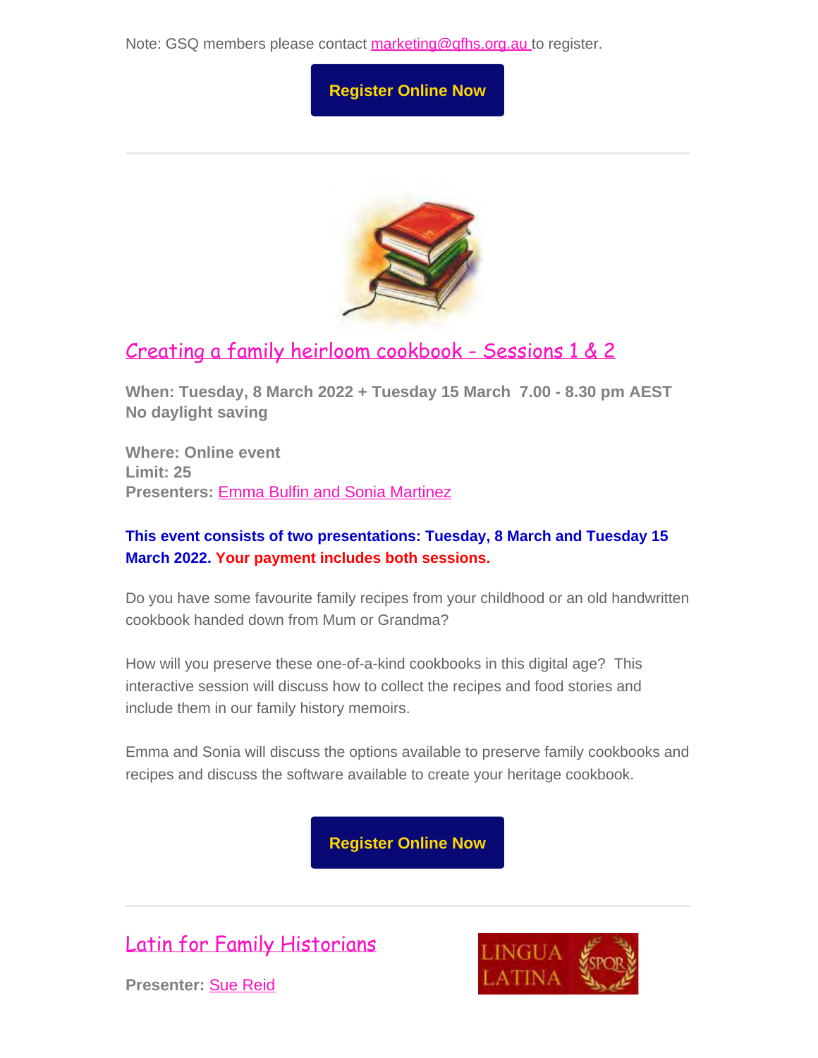Note: GSQ members please contact marketing@qfhs.org.au to register.

**Register Online Now**

---

## Creating a family heirloom cookbook - Sessions 1 & 2

**When: Tuesday, 8 March 2022 + Tuesday 15 March 7.00 - 8.30 pm AEST**
**No daylight saving**

**Where: Online event**
**Limit: 25**
**Presenters:** Emma Bulfin and Sonia Martinez

**This event consists of two presentations: Tuesday, 8 March and Tuesday 15 March 2022. Your payment includes both sessions.**

Do you have some favourite family recipes from your childhood or an old handwritten cookbook handed down from Mum or Grandma?

How will you preserve these one-of-a-kind cookbooks in this digital age? This interactive session will discuss how to collect the recipes and food stories and include them in our family history memoirs.

Emma and Sonia will discuss the options available to preserve family cookbooks and recipes and discuss the software available to create your heritage cookbook.

**Register Online Now**

---

## Latin for Family Historians

**Presenter:** Sue Reid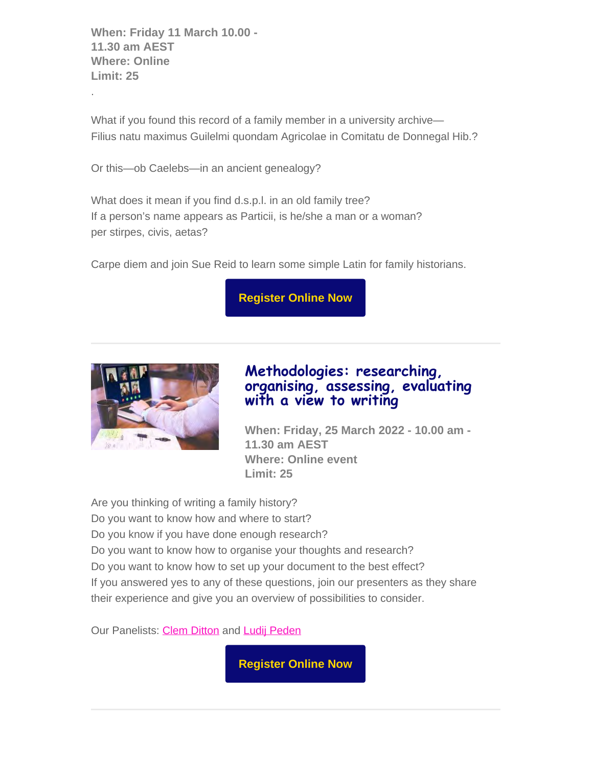**When: Friday 11 March 10.00 - 11.30 am AEST**
**Where: Online**
**Limit: 25**

.

What if you found this record of a family member in a university archive—
Filius natu maximus Guilelmi quondam Agricolae in Comitatu de Donnegal Hib.?

Or this—ob Caelebs—in an ancient genealogy?

What does it mean if you find d.s.p.l. in an old family tree?
If a person's name appears as Particii, is he/she a man or a woman?
per stirpes, civis, aetas?

Carpe diem and join Sue Reid to learn some simple Latin for family historians.

**Register Online Now**

---

## Methodologies: researching, organising, assessing, evaluating with a view to writing

**When: Friday, 25 March 2022 - 10.00 am - 11.30 am AEST**
**Where: Online event**
**Limit: 25**

Are you thinking of writing a family history?
Do you want to know how and where to start?
Do you know if you have done enough research?
Do you want to know how to organise your thoughts and research?
Do you want to know how to set up your document to the best effect?
If you answered yes to any of these questions, join our presenters as they share their experience and give you an overview of possibilities to consider.

Our Panelists: Clem Ditton and Ludij Peden

**Register Online Now**

---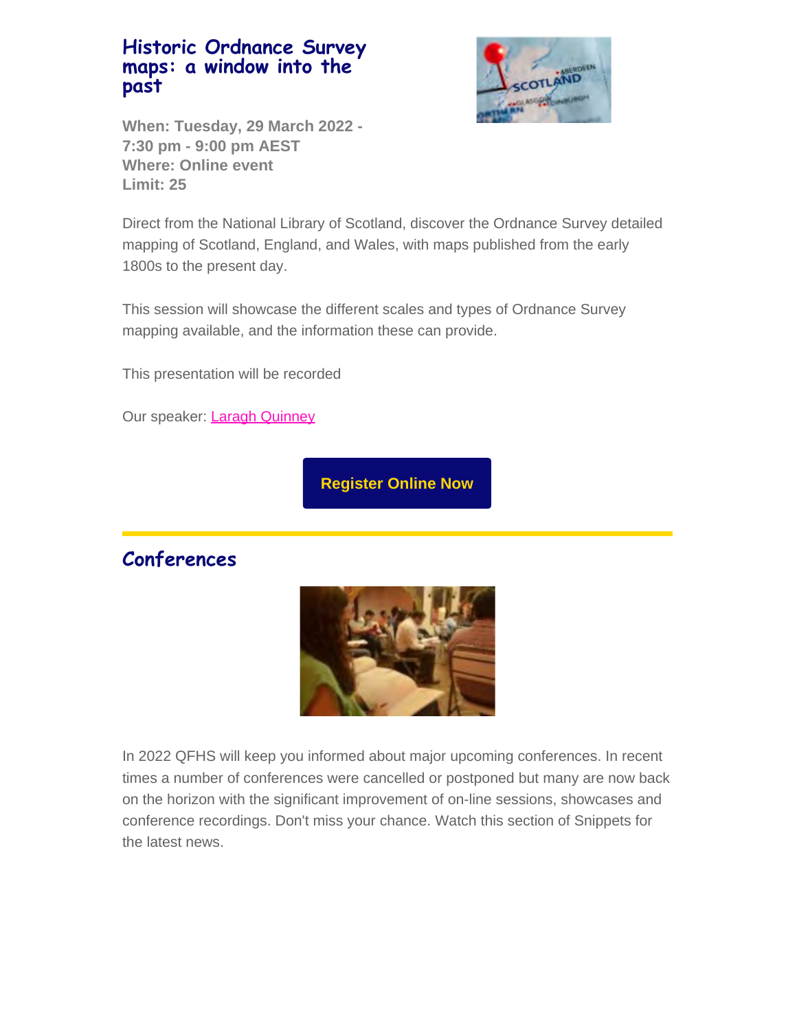## Historic Ordnance Survey maps: a window into the past

**When: Tuesday, 29 March 2022 - 7:30 pm - 9:00 pm AEST**
**Where: Online event**
**Limit: 25**

Direct from the National Library of Scotland, discover the Ordnance Survey detailed mapping of Scotland, England, and Wales, with maps published from the early 1800s to the present day.

This session will showcase the different scales and types of Ordnance Survey mapping available, and the information these can provide.

This presentation will be recorded

Our speaker: Laragh Quinney

**Register Online Now**

## Conferences

In 2022 QFHS will keep you informed about major upcoming conferences. In recent times a number of conferences were cancelled or postponed but many are now back on the horizon with the significant improvement of on-line sessions, showcases and conference recordings. Don't miss your chance. Watch this section of Snippets for the latest news.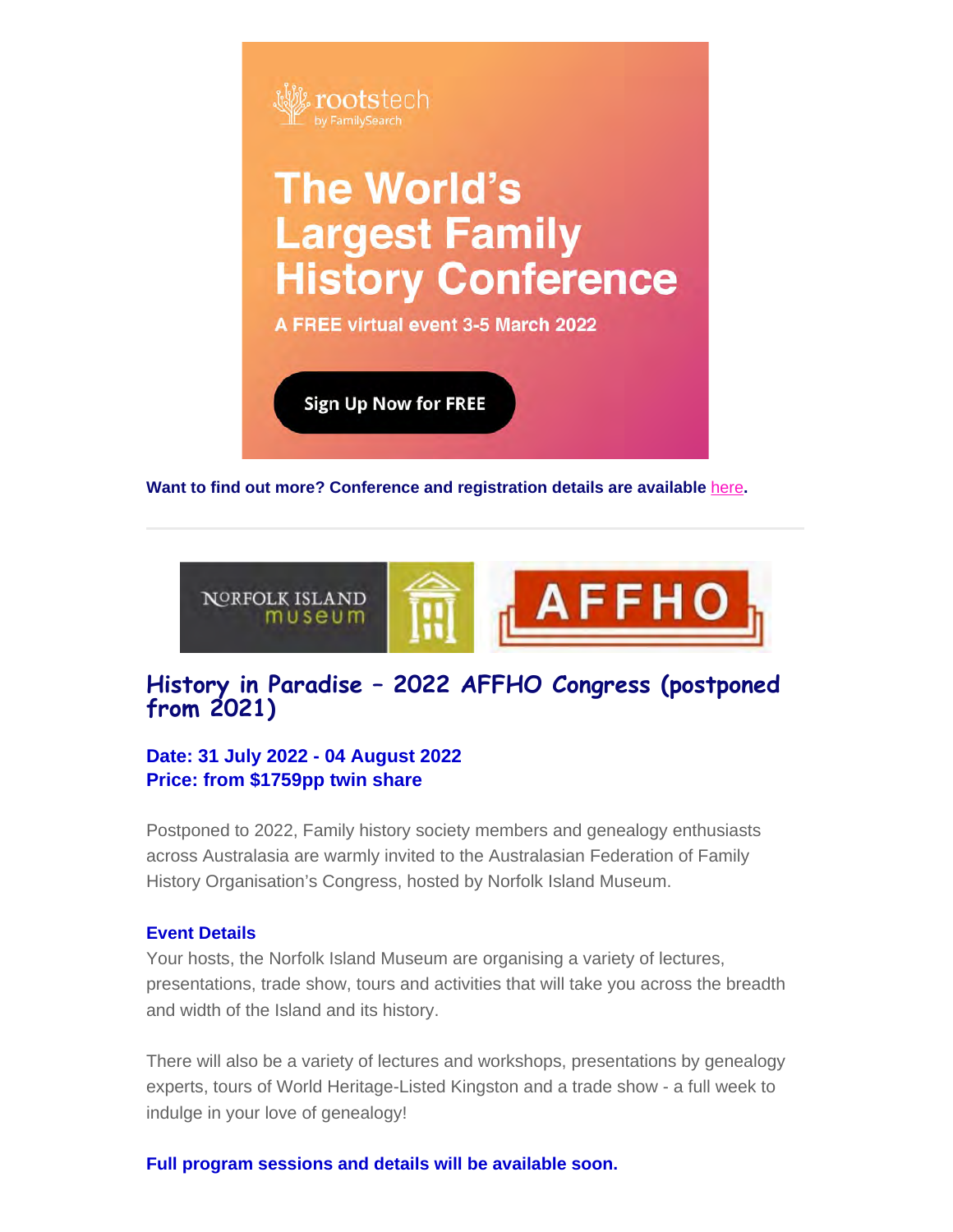rootstech by FamilySearch

# The World's Largest Family History Conference

**A FREE virtual event 3-5 March 2022**

**Sign Up Now for FREE**

**Want to find out more? Conference and registration details are available here.**

---

NORFOLK ISLAND museum

AFFHO

## History in Paradise – 2022 AFFHO Congress (postponed from 2021)

**Date: 31 July 2022 - 04 August 2022**
**Price: from $1759pp twin share**

Postponed to 2022, Family history society members and genealogy enthusiasts across Australasia are warmly invited to the Australasian Federation of Family History Organisation's Congress, hosted by Norfolk Island Museum.

**Event Details**

Your hosts, the Norfolk Island Museum are organising a variety of lectures, presentations, trade show, tours and activities that will take you across the breadth and width of the Island and its history.

There will also be a variety of lectures and workshops, presentations by genealogy experts, tours of World Heritage-Listed Kingston and a trade show - a full week to indulge in your love of genealogy!

**Full program sessions and details will be available soon.**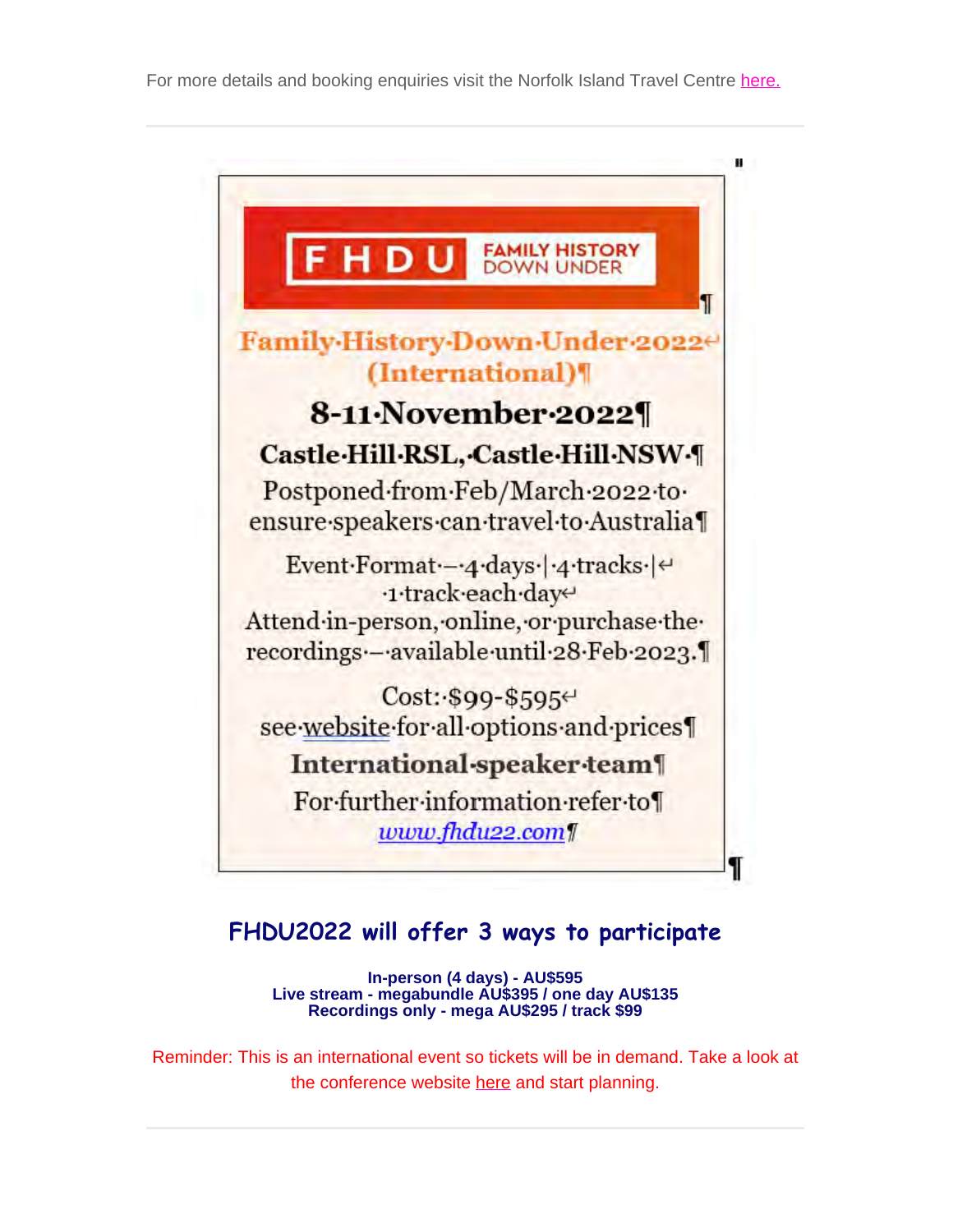For more details and booking enquiries visit the Norfolk Island Travel Centre here.

---

FHDU FAMILY HISTORY DOWN UNDER

**Family History Down Under 2022 (International)**

**8-11 November 2022**

**Castle Hill RSL, Castle Hill NSW**

Postponed from Feb/March 2022 to ensure speakers can travel to Australia

Event Format – 4 days | 4 tracks |
1 track each day
Attend in-person, online, or purchase the recordings – available until 28 Feb 2023.

Cost: $99-$595
see website for all options and prices

**International speaker team**

For further information refer to
*www.fhdu22.com*

## FHDU2022 will offer 3 ways to participate

**In-person (4 days) - AU$595**
**Live stream - megabundle AU$395 / one day AU$135**
**Recordings only - mega AU$295 / track $99**

Reminder: This is an international event so tickets will be in demand. Take a look at the conference website here and start planning.

---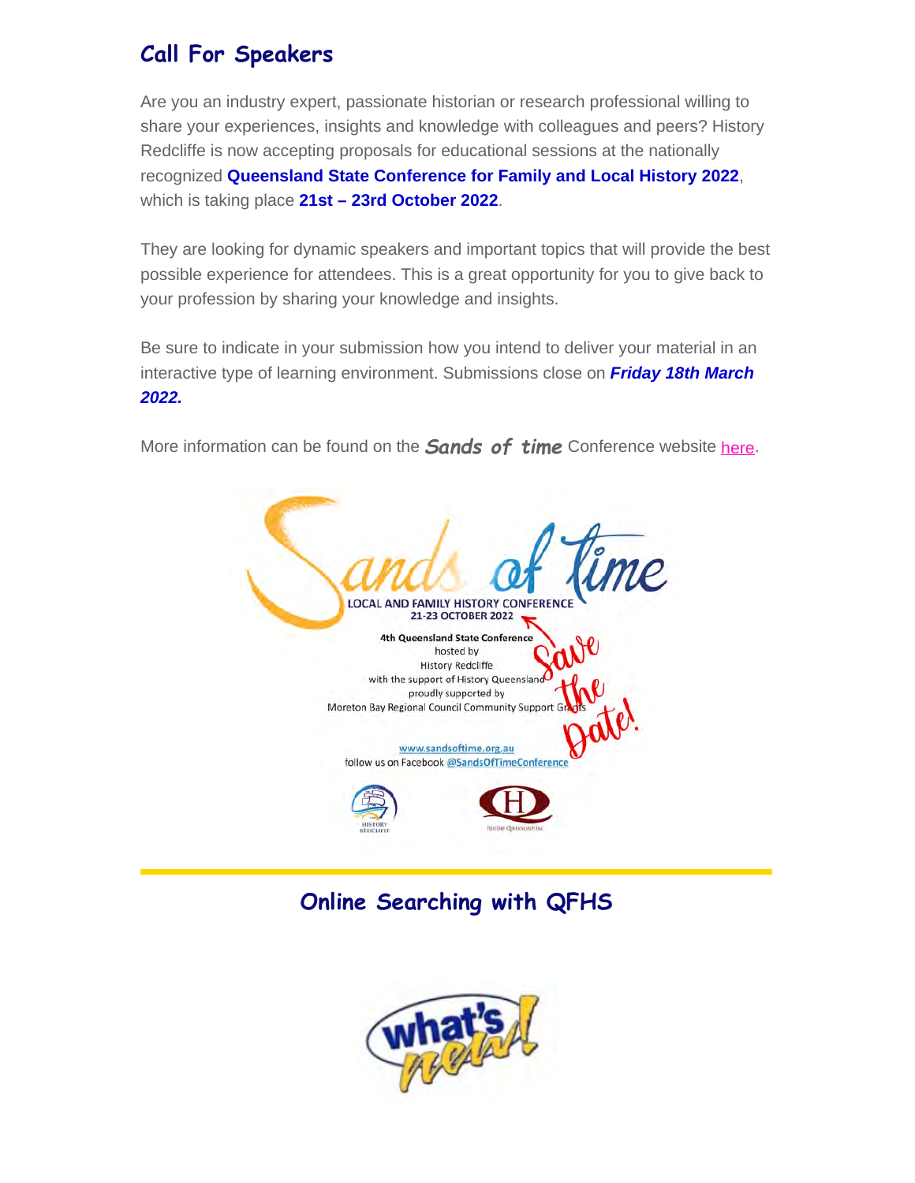## Call For Speakers

Are you an industry expert, passionate historian or research professional willing to share your experiences, insights and knowledge with colleagues and peers? History Redcliffe is now accepting proposals for educational sessions at the nationally recognized **Queensland State Conference for Family and Local History 2022**, which is taking place **21st – 23rd October 2022**.

They are looking for dynamic speakers and important topics that will provide the best possible experience for attendees. This is a great opportunity for you to give back to your profession by sharing your knowledge and insights.

Be sure to indicate in your submission how you intend to deliver your material in an interactive type of learning environment. Submissions close on ***Friday 18th March 2022.***

More information can be found on the ***Sands of time*** Conference website here.

## Online Searching with QFHS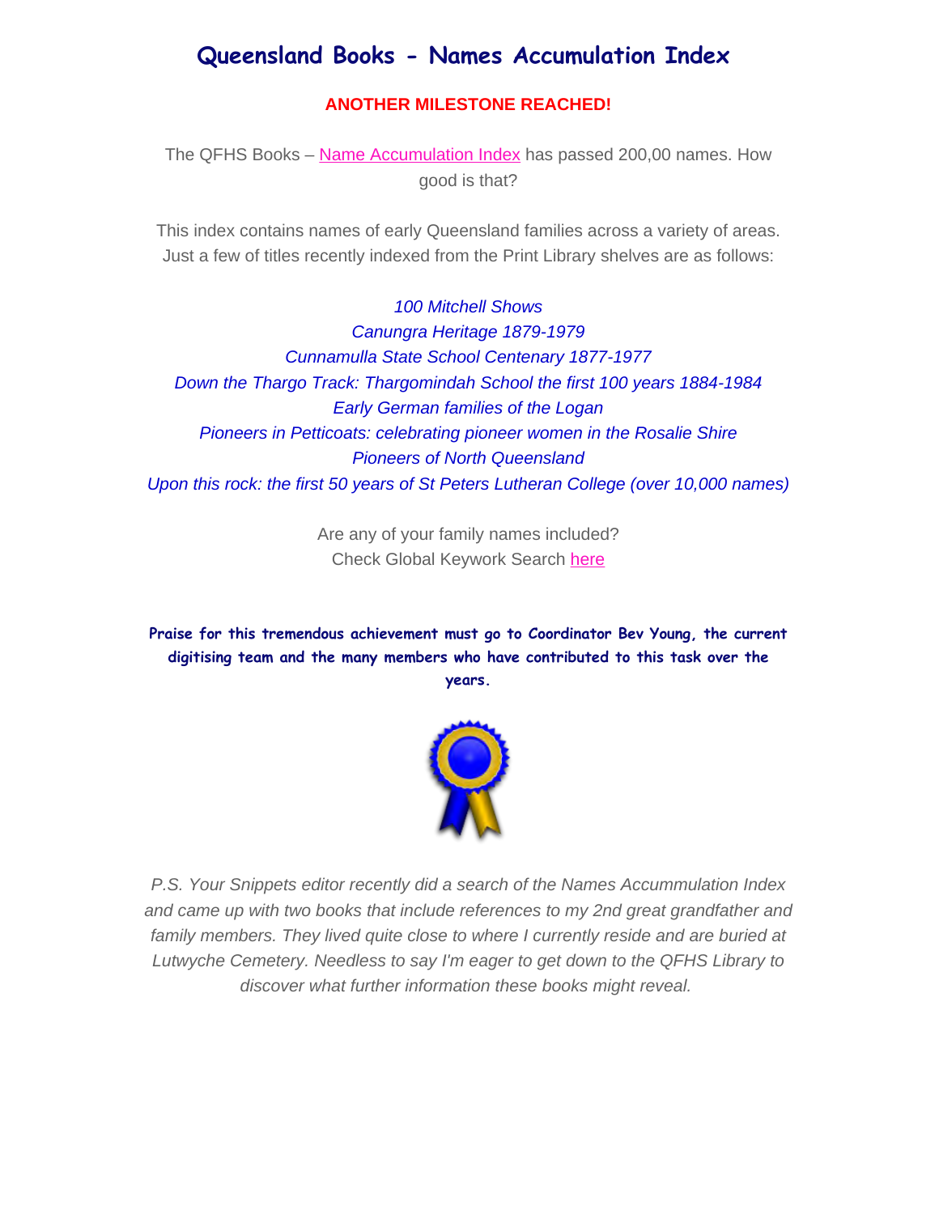# Queensland Books - Names Accumulation Index

**ANOTHER MILESTONE REACHED!**

The QFHS Books – Name Accumulation Index has passed 200,00 names. How good is that?

This index contains names of early Queensland families across a variety of areas. Just a few of titles recently indexed from the Print Library shelves are as follows:

*100 Mitchell Shows*
*Canungra Heritage 1879-1979*
*Cunnamulla State School Centenary 1877-1977*
*Down the Thargo Track: Thargomindah School the first 100 years 1884-1984*
*Early German families of the Logan*
*Pioneers in Petticoats: celebrating pioneer women in the Rosalie Shire*
*Pioneers of North Queensland*
*Upon this rock: the first 50 years of St Peters Lutheran College (over 10,000 names)*

Are any of your family names included?
Check Global Keywork Search here

**Praise for this tremendous achievement must go to Coordinator Bev Young, the current digitising team and the many members who have contributed to this task over the years.**

*P.S. Your Snippets editor recently did a search of the Names Accummulation Index and came up with two books that include references to my 2nd great grandfather and family members. They lived quite close to where I currently reside and are buried at Lutwyche Cemetery. Needless to say I'm eager to get down to the QFHS Library to discover what further information these books might reveal.*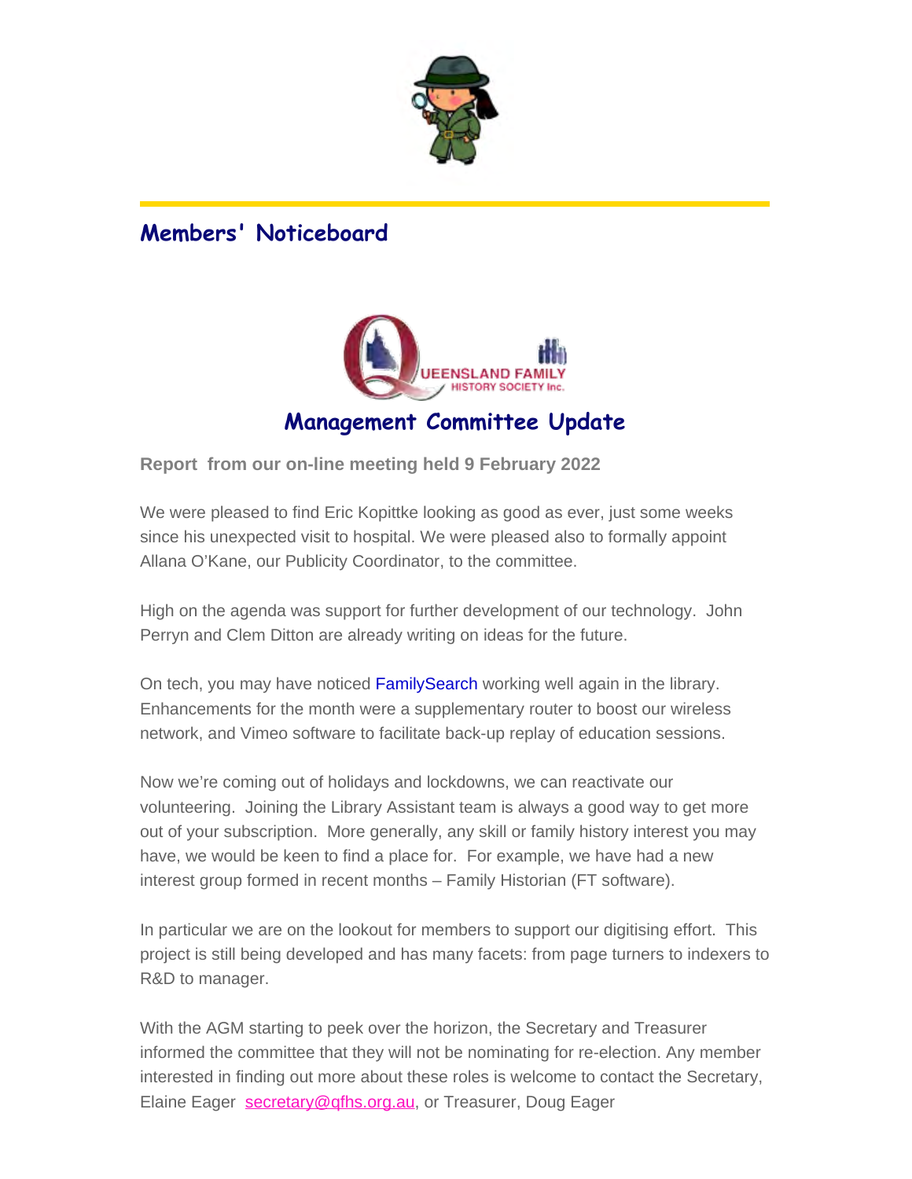## Members' Noticeboard

QUEENSLAND FAMILY HISTORY SOCIETY Inc.

### Management Committee Update

**Report from our on-line meeting held 9 February 2022**

We were pleased to find Eric Kopittke looking as good as ever, just some weeks since his unexpected visit to hospital. We were pleased also to formally appoint Allana O'Kane, our Publicity Coordinator, to the committee.

High on the agenda was support for further development of our technology. John Perryn and Clem Ditton are already writing on ideas for the future.

On tech, you may have noticed FamilySearch working well again in the library. Enhancements for the month were a supplementary router to boost our wireless network, and Vimeo software to facilitate back-up replay of education sessions.

Now we're coming out of holidays and lockdowns, we can reactivate our volunteering. Joining the Library Assistant team is always a good way to get more out of your subscription. More generally, any skill or family history interest you may have, we would be keen to find a place for. For example, we have had a new interest group formed in recent months – Family Historian (FT software).

In particular we are on the lookout for members to support our digitising effort. This project is still being developed and has many facets: from page turners to indexers to R&D to manager.

With the AGM starting to peek over the horizon, the Secretary and Treasurer informed the committee that they will not be nominating for re-election. Any member interested in finding out more about these roles is welcome to contact the Secretary, Elaine Eager secretary@qfhs.org.au, or Treasurer, Doug Eager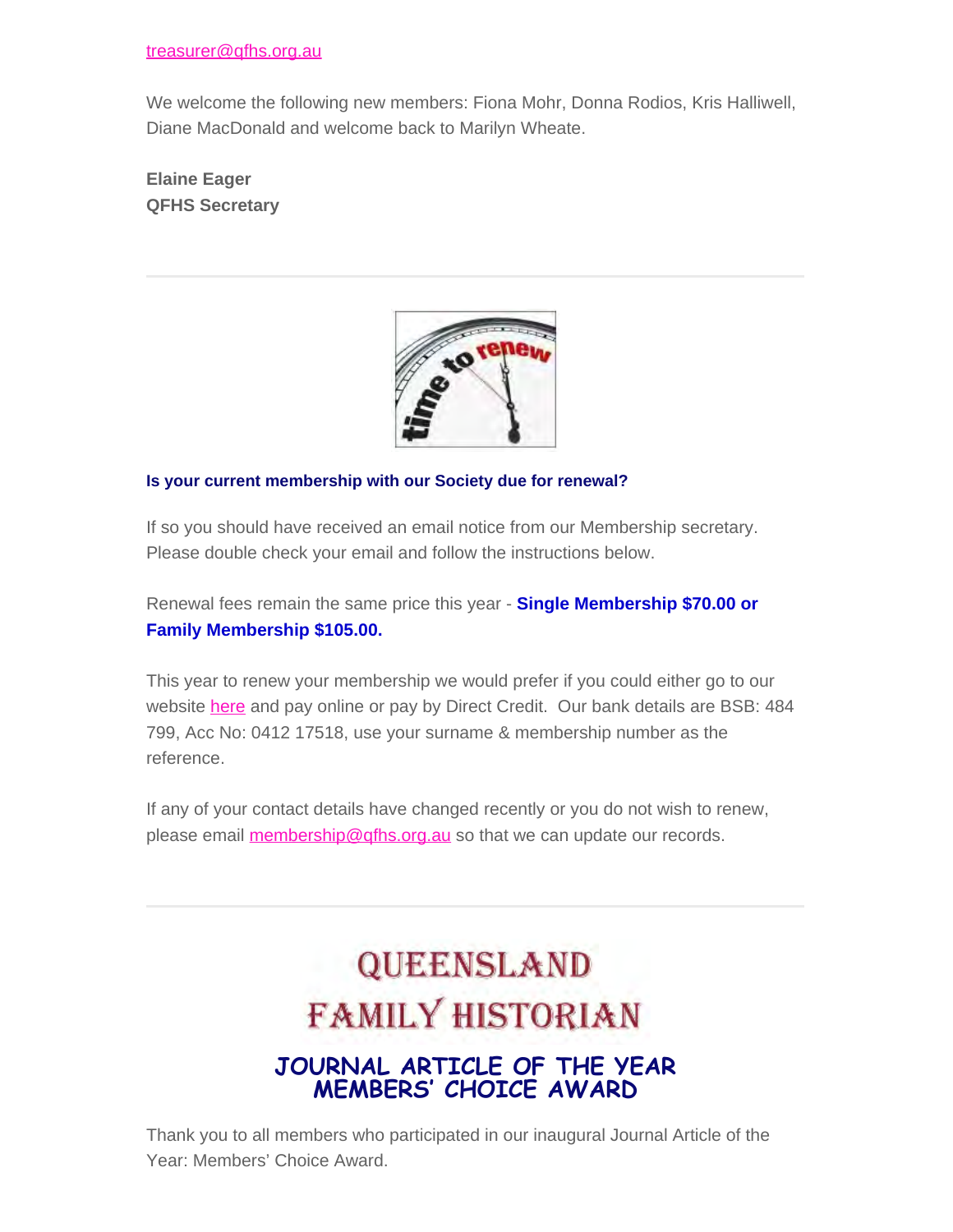treasurer@qfhs.org.au

We welcome the following new members: Fiona Mohr, Donna Rodios, Kris Halliwell, Diane MacDonald and welcome back to Marilyn Wheate.

**Elaine Eager**
**QFHS Secretary**

---

**Is your current membership with our Society due for renewal?**

If so you should have received an email notice from our Membership secretary. Please double check your email and follow the instructions below.

Renewal fees remain the same price this year - **Single Membership $70.00 or Family Membership $105.00.**

This year to renew your membership we would prefer if you could either go to our website here and pay online or pay by Direct Credit. Our bank details are BSB: 484 799, Acc No: 0412 17518, use your surname & membership number as the reference.

If any of your contact details have changed recently or you do not wish to renew, please email membership@qfhs.org.au so that we can update our records.

---

# QUEENSLAND FAMILY HISTORIAN

## JOURNAL ARTICLE OF THE YEAR MEMBERS' CHOICE AWARD

Thank you to all members who participated in our inaugural Journal Article of the Year: Members' Choice Award.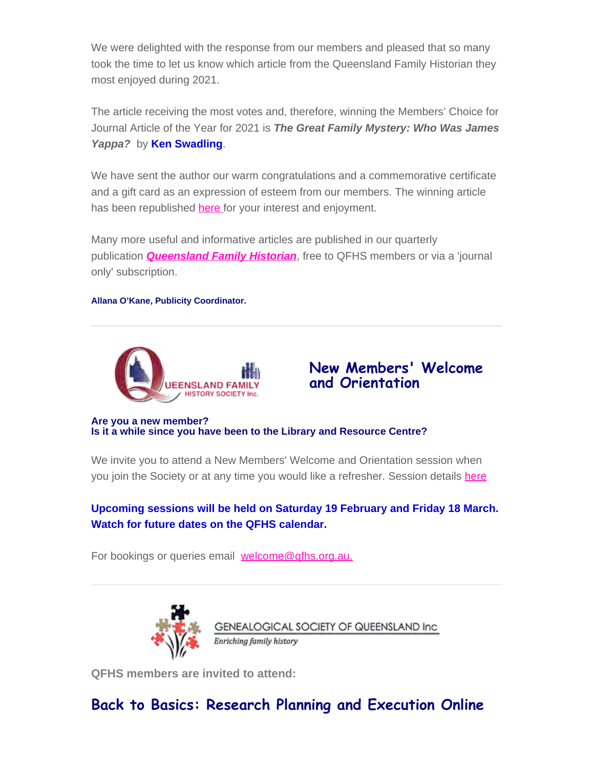We were delighted with the response from our members and pleased that so many took the time to let us know which article from the Queensland Family Historian they most enjoyed during 2021.

The article receiving the most votes and, therefore, winning the Members' Choice for Journal Article of the Year for 2021 is ***The Great Family Mystery: Who Was James Yappa?*** by **Ken Swadling**.

We have sent the author our warm congratulations and a commemorative certificate and a gift card as an expression of esteem from our members. The winning article has been republished here for your interest and enjoyment.

Many more useful and informative articles are published in our quarterly publication ***Queensland Family Historian***, free to QFHS members or via a 'journal only' subscription.

**Allana O'Kane, Publicity Coordinator.**

---

QUEENSLAND FAMILY HISTORY SOCIETY Inc.

## New Members' Welcome and Orientation

**Are you a new member?**
**Is it a while since you have been to the Library and Resource Centre?**

We invite you to attend a New Members' Welcome and Orientation session when you join the Society or at any time you would like a refresher. Session details here

**Upcoming sessions will be held on Saturday 19 February and Friday 18 March. Watch for future dates on the QFHS calendar.**

For bookings or queries email welcome@qfhs.org.au.

---

GENEALOGICAL SOCIETY OF QUEENSLAND Inc
*Enriching family history*

**QFHS members are invited to attend:**

## Back to Basics: Research Planning and Execution Online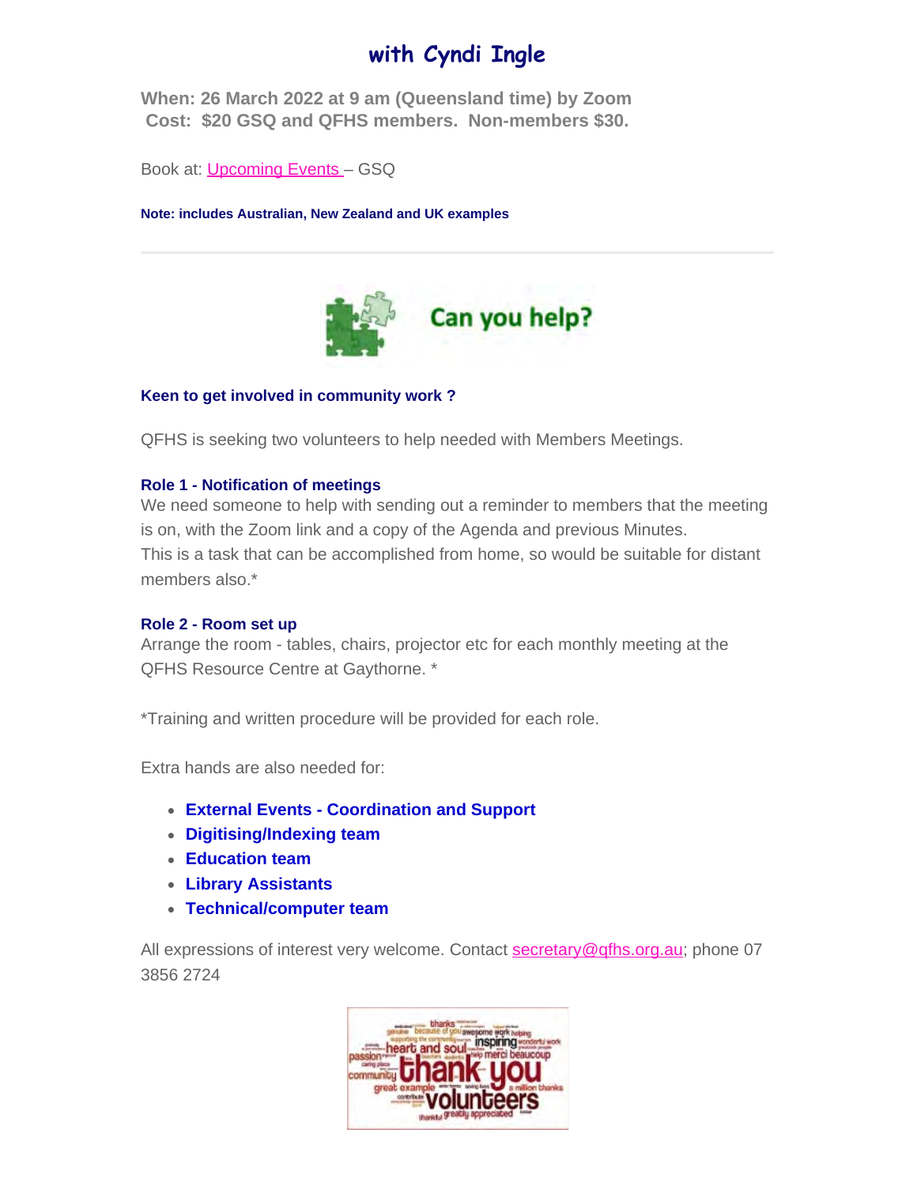## with Cyndi Ingle

**When: 26 March 2022 at 9 am (Queensland time) by Zoom**
**Cost: $20 GSQ and QFHS members. Non-members $30.**

Book at: Upcoming Events – GSQ

**Note: includes Australian, New Zealand and UK examples**

---

## Can you help?

**Keen to get involved in community work ?**

QFHS is seeking two volunteers to help needed with Members Meetings.

**Role 1 - Notification of meetings**
We need someone to help with sending out a reminder to members that the meeting is on, with the Zoom link and a copy of the Agenda and previous Minutes.
This is a task that can be accomplished from home, so would be suitable for distant members also.*

**Role 2 - Room set up**
Arrange the room - tables, chairs, projector etc for each monthly meeting at the QFHS Resource Centre at Gaythorne. *

*Training and written procedure will be provided for each role.

Extra hands are also needed for:

- **External Events - Coordination and Support**
- **Digitising/Indexing team**
- **Education team**
- **Library Assistants**
- **Technical/computer team**

All expressions of interest very welcome. Contact secretary@qfhs.org.au; phone 07 3856 2724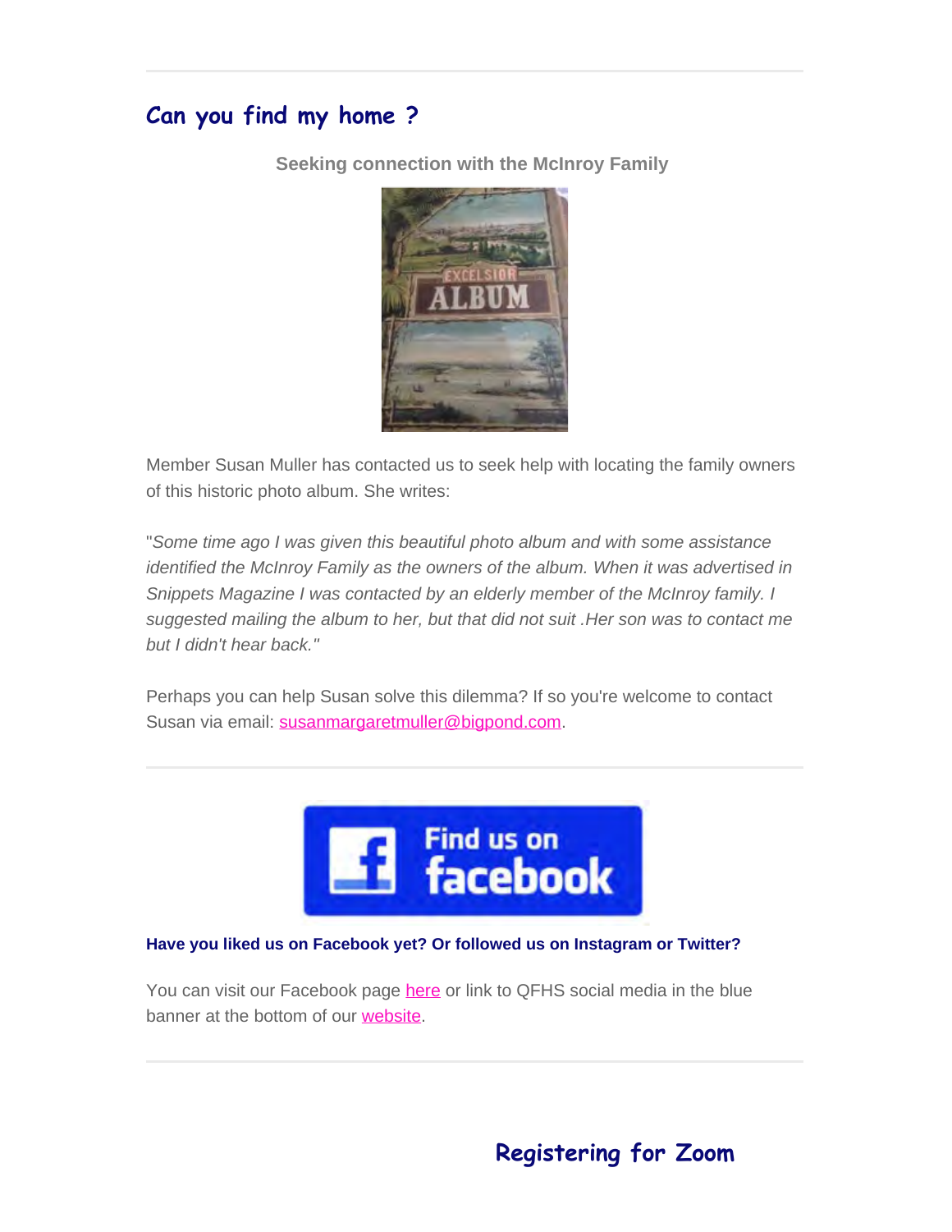## Can you find my home ?

**Seeking connection with the McInroy Family**

Member Susan Muller has contacted us to seek help with locating the family owners of this historic photo album. She writes:

"*Some time ago I was given this beautiful photo album and with some assistance identified the McInroy Family as the owners of the album. When it was advertised in Snippets Magazine I was contacted by an elderly member of the McInroy family. I suggested mailing the album to her, but that did not suit .Her son was to contact me but I didn't hear back."*

Perhaps you can help Susan solve this dilemma? If so you're welcome to contact Susan via email: susanmargaretmuller@bigpond.com.

**Have you liked us on Facebook yet? Or followed us on Instagram or Twitter?**

You can visit our Facebook page here or link to QFHS social media in the blue banner at the bottom of our website.

## Registering for Zoom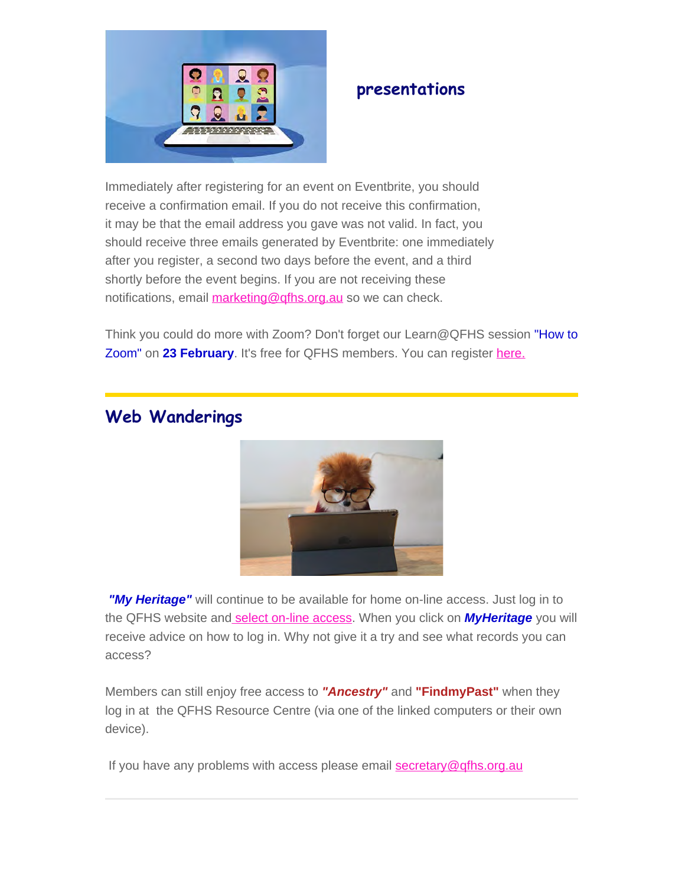## presentations

Immediately after registering for an event on Eventbrite, you should receive a confirmation email. If you do not receive this confirmation, it may be that the email address you gave was not valid. In fact, you should receive three emails generated by Eventbrite: one immediately after you register, a second two days before the event, and a third shortly before the event begins. If you are not receiving these notifications, email marketing@qfhs.org.au so we can check.

Think you could do more with Zoom? Don't forget our Learn@QFHS session "How to Zoom" on **23 February**. It's free for QFHS members. You can register here.

---

## Web Wanderings

***"My Heritage"*** will continue to be available for home on-line access. Just log in to the QFHS website and select on-line access. When you click on ***MyHeritage*** you will receive advice on how to log in. Why not give it a try and see what records you can access?

Members can still enjoy free access to ***"Ancestry"*** and **"FindmyPast"** when they log in at the QFHS Resource Centre (via one of the linked computers or their own device).

If you have any problems with access please email secretary@qfhs.org.au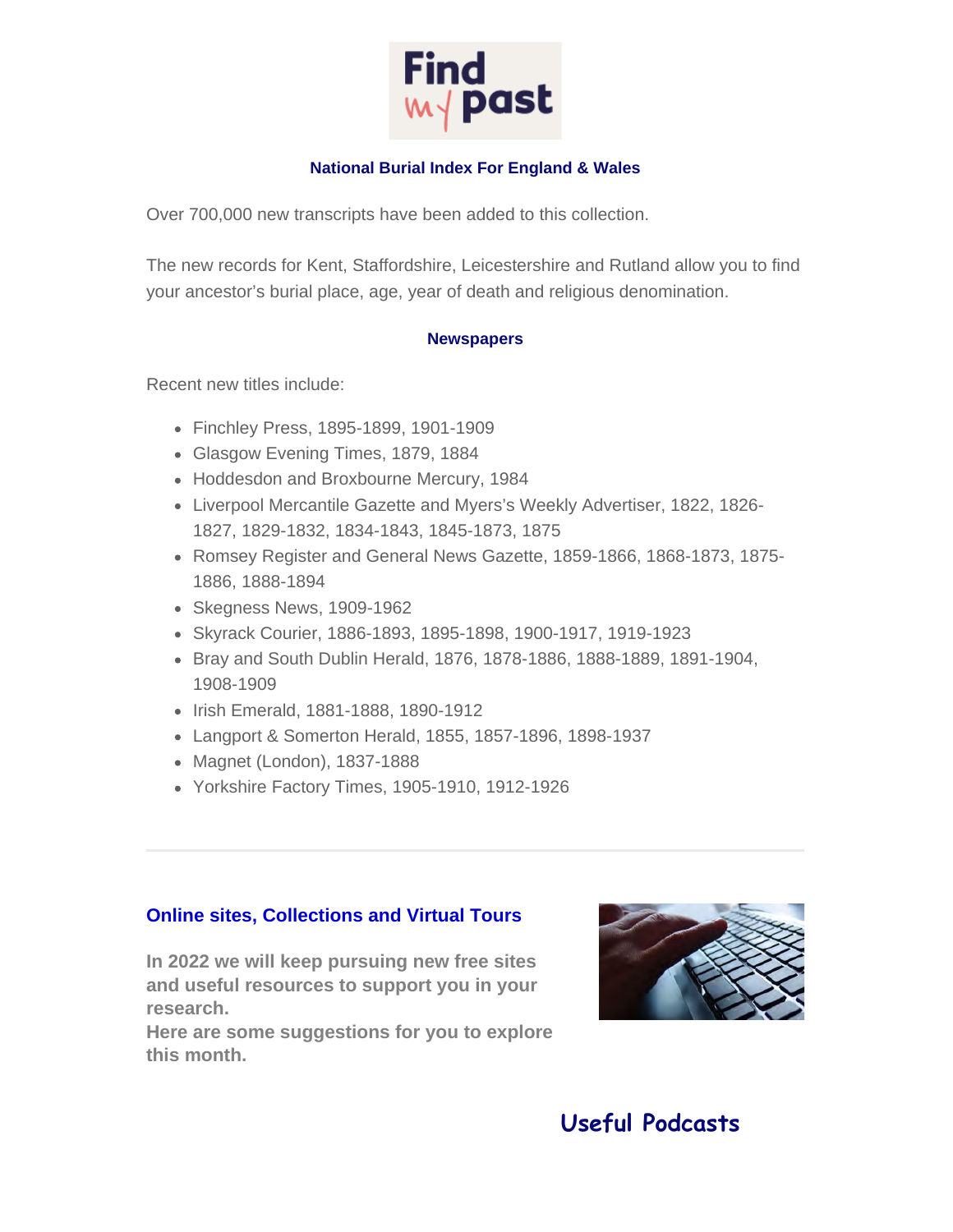Find my past

### National Burial Index For England & Wales

Over 700,000 new transcripts have been added to this collection.

The new records for Kent, Staffordshire, Leicestershire and Rutland allow you to find your ancestor's burial place, age, year of death and religious denomination.

### Newspapers

Recent new titles include:

- Finchley Press, 1895-1899, 1901-1909
- Glasgow Evening Times, 1879, 1884
- Hoddesdon and Broxbourne Mercury, 1984
- Liverpool Mercantile Gazette and Myers's Weekly Advertiser, 1822, 1826-1827, 1829-1832, 1834-1843, 1845-1873, 1875
- Romsey Register and General News Gazette, 1859-1866, 1868-1873, 1875-1886, 1888-1894
- Skegness News, 1909-1962
- Skyrack Courier, 1886-1893, 1895-1898, 1900-1917, 1919-1923
- Bray and South Dublin Herald, 1876, 1878-1886, 1888-1889, 1891-1904, 1908-1909
- Irish Emerald, 1881-1888, 1890-1912
- Langport & Somerton Herald, 1855, 1857-1896, 1898-1937
- Magnet (London), 1837-1888
- Yorkshire Factory Times, 1905-1910, 1912-1926

---

## Online sites, Collections and Virtual Tours

**In 2022 we will keep pursuing new free sites and useful resources to support you in your research.**
**Here are some suggestions for you to explore this month.**

## Useful Podcasts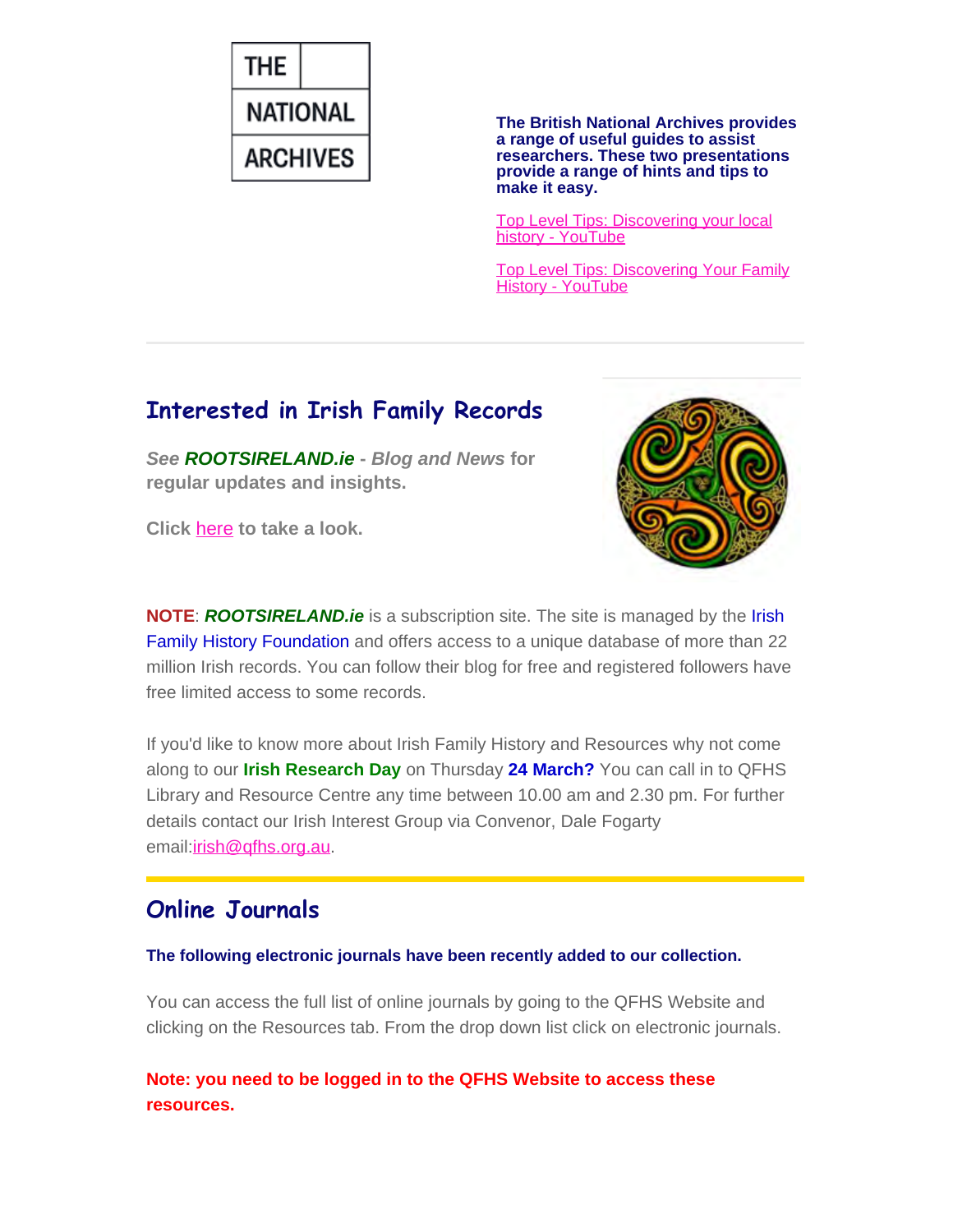THE NATIONAL ARCHIVES

**The British National Archives provides a range of useful guides to assist researchers. These two presentations provide a range of hints and tips to make it easy.**

Top Level Tips: Discovering your local history - YouTube

Top Level Tips: Discovering Your Family History - YouTube

---

## Interested in Irish Family Records

***See ROOTSIRELAND.ie - Blog and News* for regular updates and insights.**

**Click here to take a look.**

**NOTE**: ***ROOTSIRELAND.ie*** is a subscription site. The site is managed by the Irish Family History Foundation and offers access to a unique database of more than 22 million Irish records. You can follow their blog for free and registered followers have free limited access to some records.

If you'd like to know more about Irish Family History and Resources why not come along to our **Irish Research Day** on Thursday **24 March?** You can call in to QFHS Library and Resource Centre any time between 10.00 am and 2.30 pm. For further details contact our Irish Interest Group via Convenor, Dale Fogarty email:irish@qfhs.org.au.

---

## Online Journals

**The following electronic journals have been recently added to our collection.**

You can access the full list of online journals by going to the QFHS Website and clicking on the Resources tab. From the drop down list click on electronic journals.

**Note: you need to be logged in to the QFHS Website to access these resources.**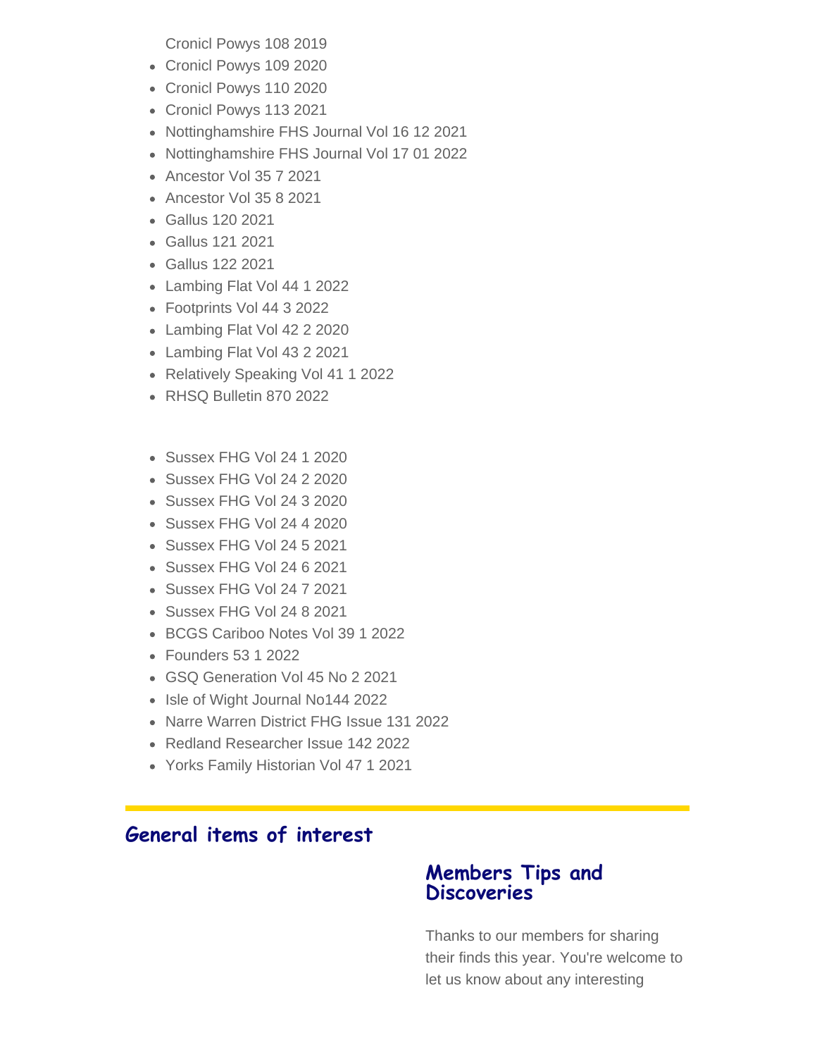- Cronicl Powys 108 2019
- Cronicl Powys 109 2020
- Cronicl Powys 110 2020
- Cronicl Powys 113 2021
- Nottinghamshire FHS Journal Vol 16 12 2021
- Nottinghamshire FHS Journal Vol 17 01 2022
- Ancestor Vol 35 7 2021
- Ancestor Vol 35 8 2021
- Gallus 120 2021
- Gallus 121 2021
- Gallus 122 2021
- Lambing Flat Vol 44 1 2022
- Footprints Vol 44 3 2022
- Lambing Flat Vol 42 2 2020
- Lambing Flat Vol 43 2 2021
- Relatively Speaking Vol 41 1 2022
- RHSQ Bulletin 870 2022

- Sussex FHG Vol 24 1 2020
- Sussex FHG Vol 24 2 2020
- Sussex FHG Vol 24 3 2020
- Sussex FHG Vol 24 4 2020
- Sussex FHG Vol 24 5 2021
- Sussex FHG Vol 24 6 2021
- Sussex FHG Vol 24 7 2021
- Sussex FHG Vol 24 8 2021
- BCGS Cariboo Notes Vol 39 1 2022
- Founders 53 1 2022
- GSQ Generation Vol 45 No 2 2021
- Isle of Wight Journal No144 2022
- Narre Warren District FHG Issue 131 2022
- Redland Researcher Issue 142 2022
- Yorks Family Historian Vol 47 1 2021

## General items of interest

### Members Tips and Discoveries

Thanks to our members for sharing their finds this year. You're welcome to let us know about any interesting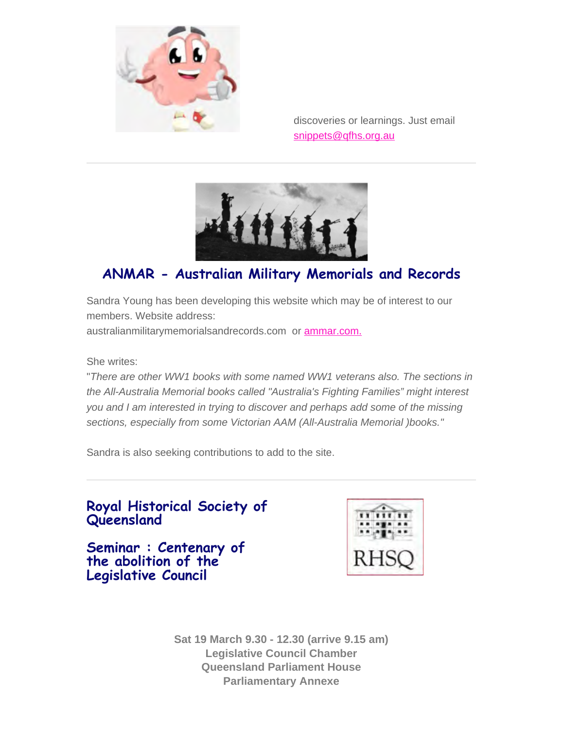discoveries or learnings. Just email snippets@qfhs.org.au

## ANMAR - Australian Military Memorials and Records

Sandra Young has been developing this website which may be of interest to our members. Website address: australianmilitarymemorialsandrecords.com or ammar.com.

She writes:

"*There are other WW1 books with some named WW1 veterans also. The sections in the All-Australia Memorial books called "Australia's Fighting Families" might interest you and I am interested in trying to discover and perhaps add some of the missing sections, especially from some Victorian AAM (All-Australia Memorial )books."*

Sandra is also seeking contributions to add to the site.

## Royal Historical Society of Queensland

## Seminar : Centenary of the abolition of the Legislative Council

**Sat 19 March 9.30 - 12.30 (arrive 9.15 am)**
**Legislative Council Chamber**
**Queensland Parliament House**
**Parliamentary Annexe**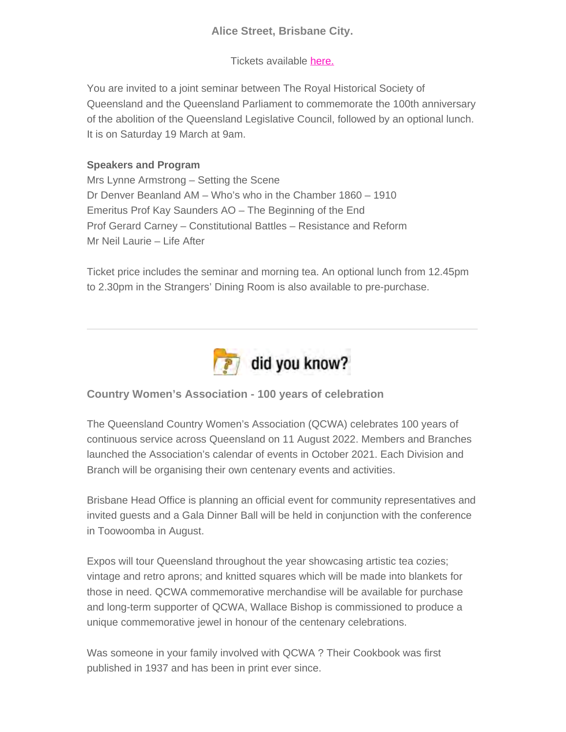**Alice Street, Brisbane City.**

Tickets available [here.]

You are invited to a joint seminar between The Royal Historical Society of Queensland and the Queensland Parliament to commemorate the 100th anniversary of the abolition of the Queensland Legislative Council, followed by an optional lunch. It is on Saturday 19 March at 9am.

**Speakers and Program**

Mrs Lynne Armstrong – Setting the Scene
Dr Denver Beanland AM – Who's who in the Chamber 1860 – 1910
Emeritus Prof Kay Saunders AO – The Beginning of the End
Prof Gerard Carney – Constitutional Battles – Resistance and Reform
Mr Neil Laurie – Life After

Ticket price includes the seminar and morning tea. An optional lunch from 12.45pm to 2.30pm in the Strangers' Dining Room is also available to pre-purchase.

---

did you know?

**Country Women's Association - 100 years of celebration**

The Queensland Country Women's Association (QCWA) celebrates 100 years of continuous service across Queensland on 11 August 2022. Members and Branches launched the Association's calendar of events in October 2021. Each Division and Branch will be organising their own centenary events and activities.

Brisbane Head Office is planning an official event for community representatives and invited guests and a Gala Dinner Ball will be held in conjunction with the conference in Toowoomba in August.

Expos will tour Queensland throughout the year showcasing artistic tea cozies; vintage and retro aprons; and knitted squares which will be made into blankets for those in need. QCWA commemorative merchandise will be available for purchase and long-term supporter of QCWA, Wallace Bishop is commissioned to produce a unique commemorative jewel in honour of the centenary celebrations.

Was someone in your family involved with QCWA ? Their Cookbook was first published in 1937 and has been in print ever since.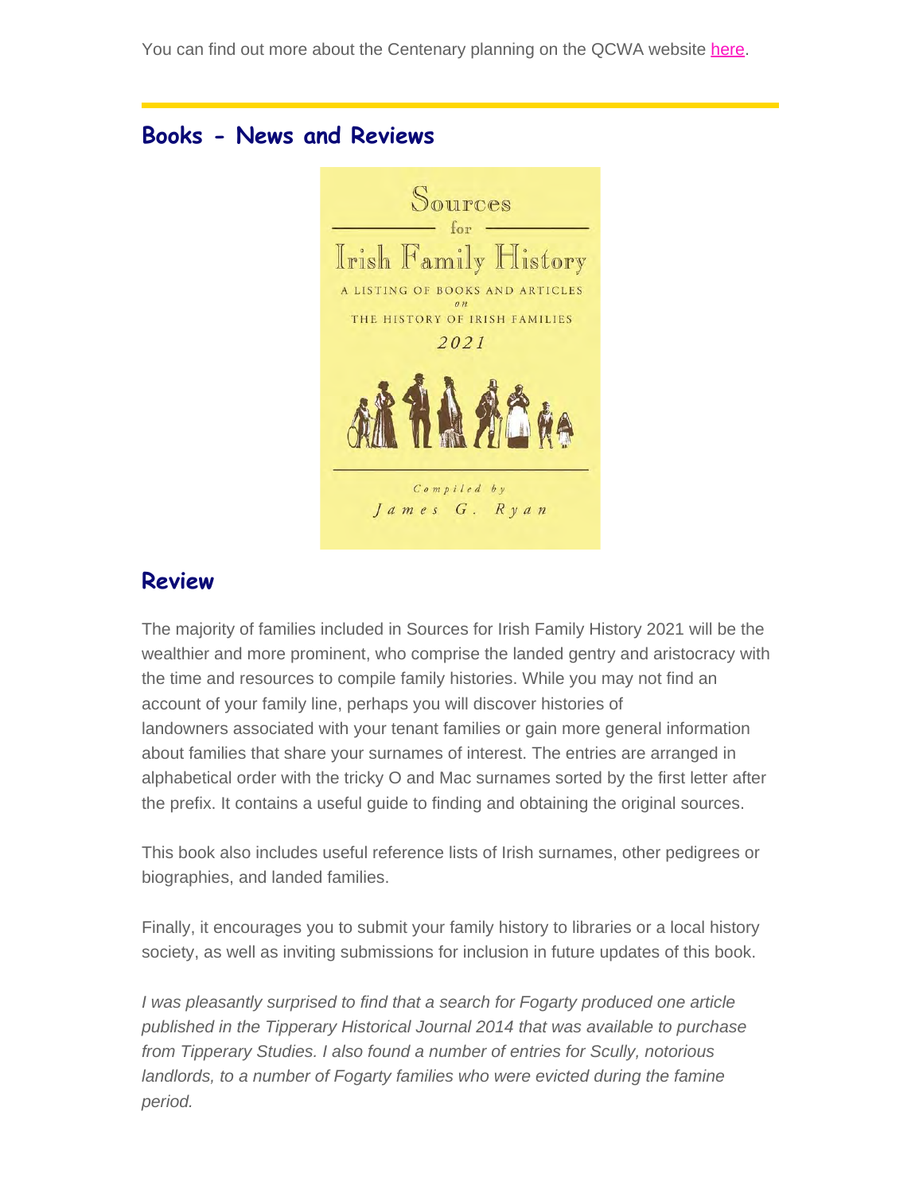You can find out more about the Centenary planning on the QCWA website [here](#).

## Books - News and Reviews

## Review

The majority of families included in Sources for Irish Family History 2021 will be the wealthier and more prominent, who comprise the landed gentry and aristocracy with the time and resources to compile family histories. While you may not find an account of your family line, perhaps you will discover histories of landowners associated with your tenant families or gain more general information about families that share your surnames of interest. The entries are arranged in alphabetical order with the tricky O and Mac surnames sorted by the first letter after the prefix. It contains a useful guide to finding and obtaining the original sources.

This book also includes useful reference lists of Irish surnames, other pedigrees or biographies, and landed families.

Finally, it encourages you to submit your family history to libraries or a local history society, as well as inviting submissions for inclusion in future updates of this book.

*I was pleasantly surprised to find that a search for Fogarty produced one article published in the Tipperary Historical Journal 2014 that was available to purchase from Tipperary Studies. I also found a number of entries for Scully, notorious landlords, to a number of Fogarty families who were evicted during the famine period.*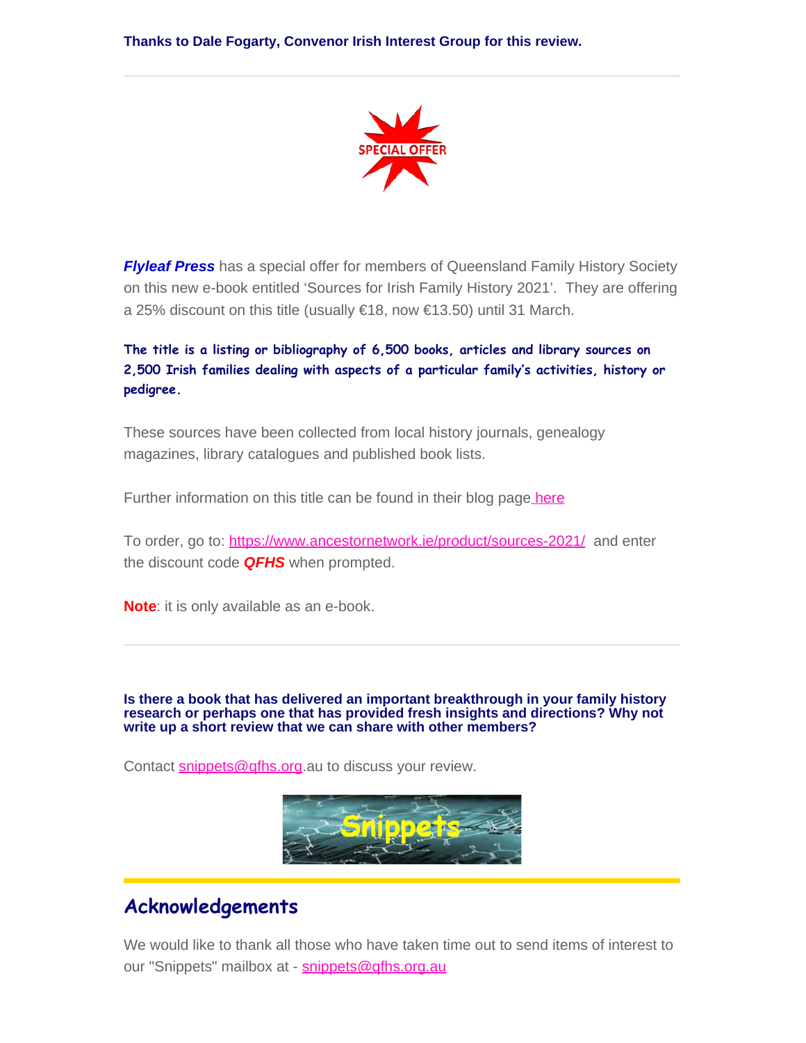**Thanks to Dale Fogarty, Convenor Irish Interest Group for this review.**

---

SPECIAL OFFER

***Flyleaf Press*** has a special offer for members of Queensland Family History Society on this new e-book entitled 'Sources for Irish Family History 2021'. They are offering a 25% discount on this title (usually €18, now €13.50) until 31 March.

**The title is a listing or bibliography of 6,500 books, articles and library sources on 2,500 Irish families dealing with aspects of a particular family's activities, history or pedigree.**

These sources have been collected from local history journals, genealogy magazines, library catalogues and published book lists.

Further information on this title can be found in their blog page here

To order, go to: https://www.ancestornetwork.ie/product/sources-2021/ and enter the discount code ***QFHS*** when prompted.

**Note**: it is only available as an e-book.

---

**Is there a book that has delivered an important breakthrough in your family history research or perhaps one that has provided fresh insights and directions? Why not write up a short review that we can share with other members?**

Contact snippets@qfhs.org.au to discuss your review.

Snippets

## Acknowledgements

We would like to thank all those who have taken time out to send items of interest to our "Snippets" mailbox at - snippets@qfhs.org.au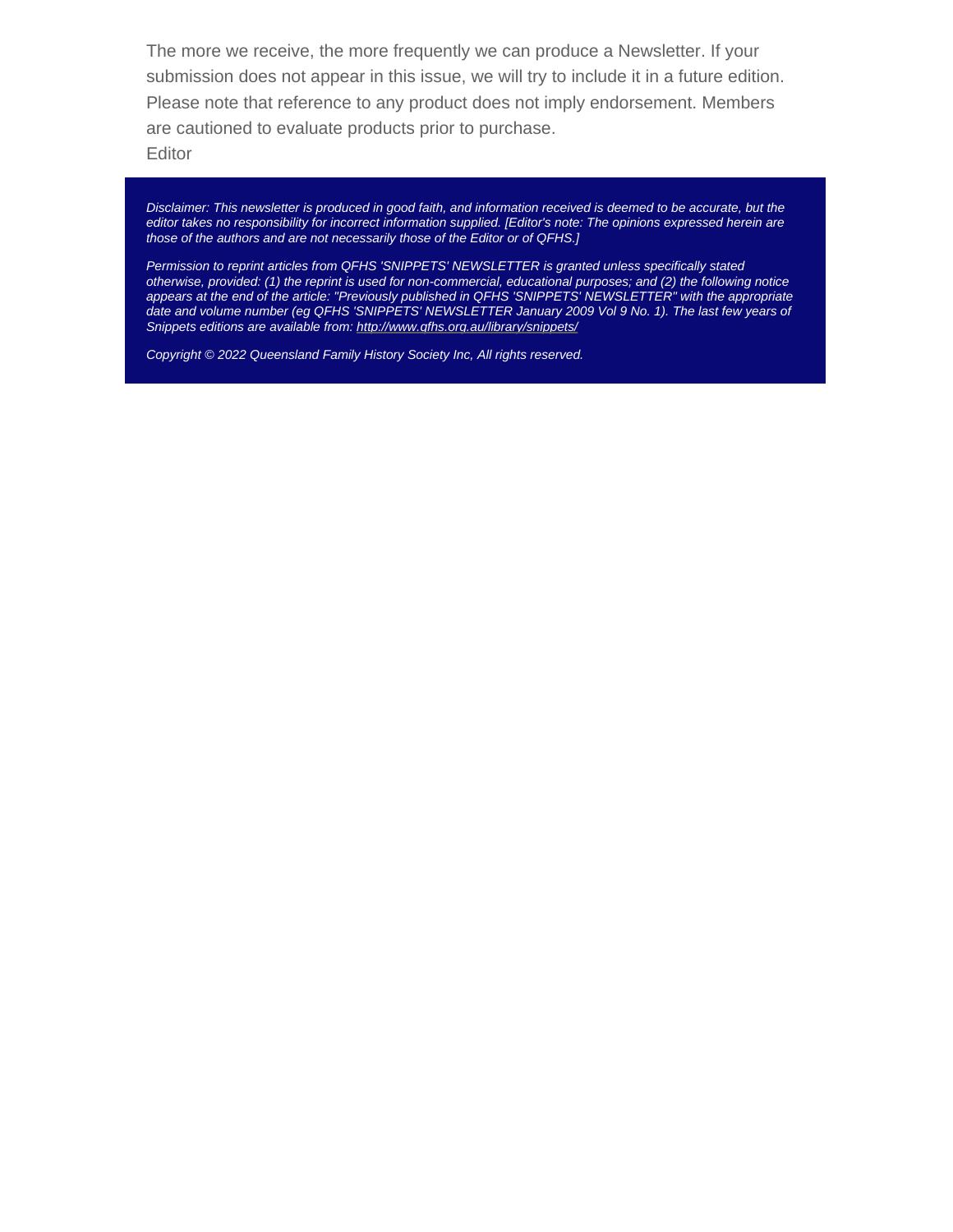The more we receive, the more frequently we can produce a Newsletter. If your submission does not appear in this issue, we will try to include it in a future edition. Please note that reference to any product does not imply endorsement. Members are cautioned to evaluate products prior to purchase.
Editor

*Disclaimer: This newsletter is produced in good faith, and information received is deemed to be accurate, but the editor takes no responsibility for incorrect information supplied. [Editor's note: The opinions expressed herein are those of the authors and are not necessarily those of the Editor or of QFHS.]*

*Permission to reprint articles from QFHS 'SNIPPETS' NEWSLETTER is granted unless specifically stated otherwise, provided: (1) the reprint is used for non-commercial, educational purposes; and (2) the following notice appears at the end of the article: "Previously published in QFHS 'SNIPPETS' NEWSLETTER" with the appropriate date and volume number (eg QFHS 'SNIPPETS' NEWSLETTER January 2009 Vol 9 No. 1). The last few years of Snippets editions are available from: http://www.qfhs.org.au/library/snippets/*

*Copyright © 2022 Queensland Family History Society Inc, All rights reserved.*